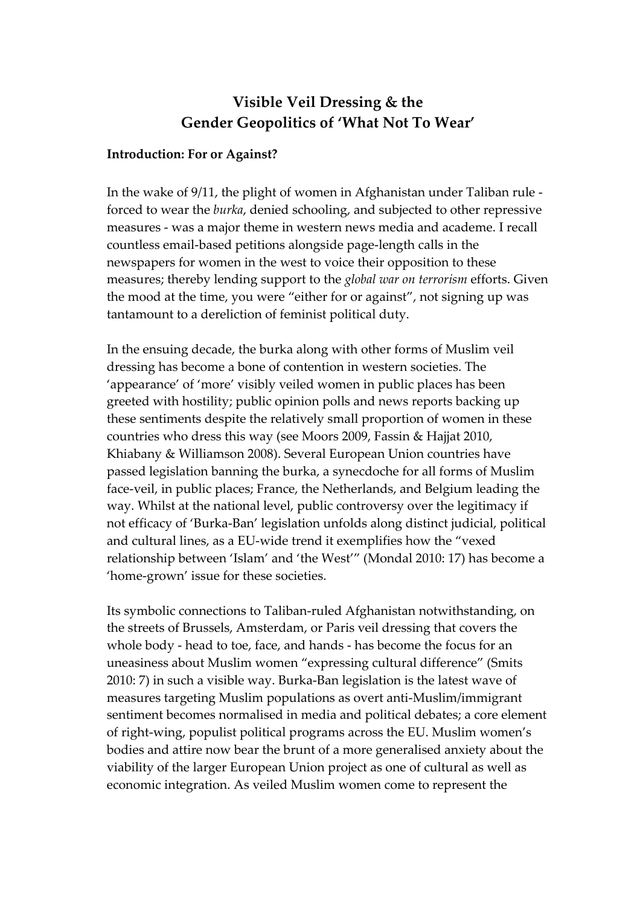# Visible Veil Dressing & the Gender Geopolitics of 'What Not To Wear'

### Introduction: For or Against?

In the wake of 9/11, the plight of women in Afghanistan under Taliban rule - forced to wear the *burka*, denied schooling, and subjected to other repressive measures - was a major theme in western news media and academe. I recall countless email-based petitions alongside page-length calls in the newspapers for women in the west to voice their opposition to these measures; thereby lending support to the *global war on terrorism* efforts. Given the mood at the time, you were "either for or against", not signing up was tantamount to a dereliction of feminist political duty.

In the ensuing decade, the burka along with other forms of Muslim veil dressing has become a bone of contention in western societies. The 'appearance' of 'more' visibly veiled women in public places has been greeted with hostility; public opinion polls and news reports backing up these sentiments despite the relatively small proportion of women in these countries who dress this way (see Moors 2009, Fassin & Hajjat 2010, Khiabany & Williamson 2008). Several European Union countries have passed legislation banning the burka, a synecdoche for all forms of Muslim face-veil, in public places; France, the Netherlands, and Belgium leading the way. Whilst at the national level, public controversy over the legitimacy if not efficacy of 'Burka-Ban' legislation unfolds along distinct judicial, political and cultural lines, as a EU-wide trend it exemplifies how the "vexed relationship between 'Islam' and 'the West'" (Mondal 2010: 17) has become a 'home-grown' issue for these societies.

Its symbolic connections to Taliban-ruled Afghanistan notwithstanding, on the streets of Brussels, Amsterdam, or Paris veil dressing that covers the whole body - head to toe, face, and hands - has become the focus for an uneasiness about Muslim women "expressing cultural difference" (Smits 2010: 7) in such a visible way. Burka-Ban legislation is the latest wave of measures targeting Muslim populations as overt anti-Muslim/immigrant sentiment becomes normalised in media and political debates; a core element of right-wing, populist political programs across the EU. Muslim women's bodies and attire now bear the brunt of a more generalised anxiety about the viability of the larger European Union project as one of cultural as well as economic integration. As veiled Muslim women come to represent the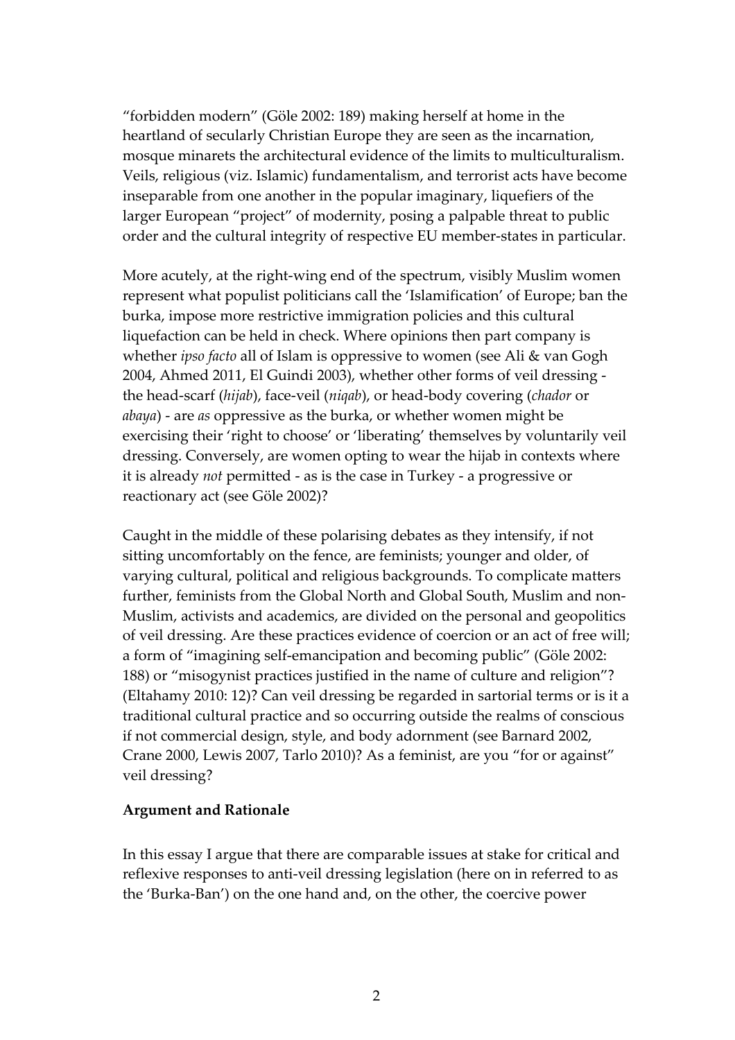"forbidden modern" (Göle 2002: 189) making herself at home in the heartland of secularly Christian Europe they are seen as the incarnation, mosque minarets the architectural evidence of the limits to multiculturalism. Veils, religious (viz. Islamic) fundamentalism, and terrorist acts have become inseparable from one another in the popular imaginary, liquefiers of the larger European "project" of modernity, posing a palpable threat to public order and the cultural integrity of respective EU member-states in particular.

More acutely, at the right-wing end of the spectrum, visibly Muslim women represent what populist politicians call the 'Islamification' of Europe; ban the burka, impose more restrictive immigration policies and this cultural liquefaction can be held in check. Where opinions then part company is whether *ipso facto* all of Islam is oppressive to women (see Ali & van Gogh 2004, Ahmed 2011, El Guindi 2003), whether other forms of veil dressing - the head-scarf (*hijab*), face-veil (*niqab*), or head-body covering (*chador* or *abaya*) - are *as* oppressive as the burka, or whether women might be exercising their 'right to choose' or 'liberating' themselves by voluntarily veil dressing. Conversely, are women opting to wear the hijab in contexts where it is already *not* permitted - as is the case in Turkey - a progressive or reactionary act (see Göle 2002)?

Caught in the middle of these polarising debates as they intensify, if not sitting uncomfortably on the fence, are feminists; younger and older, of varying cultural, political and religious backgrounds. To complicate matters further, feminists from the Global North and Global South, Muslim and non-Muslim, activists and academics, are divided on the personal and geopolitics of veil dressing. Are these practices evidence of coercion or an act of free will; a form of "imagining self-emancipation and becoming public" (Göle 2002: 188) or "misogynist practices justified in the name of culture and religion"? (Eltahamy 2010: 12)? Can veil dressing be regarded in sartorial terms or is it a traditional cultural practice and so occurring outside the realms of conscious if not commercial design, style, and body adornment (see Barnard 2002, Crane 2000, Lewis 2007, Tarlo 2010)? As a feminist, are you "for or against" veil dressing?

**Argument and Rationale**

In this essay I argue that there are comparable issues at stake for critical and reflexive responses to anti-veil dressing legislation (here on in referred to as the 'Burka-Ban') on the one hand and, on the other, the coercive power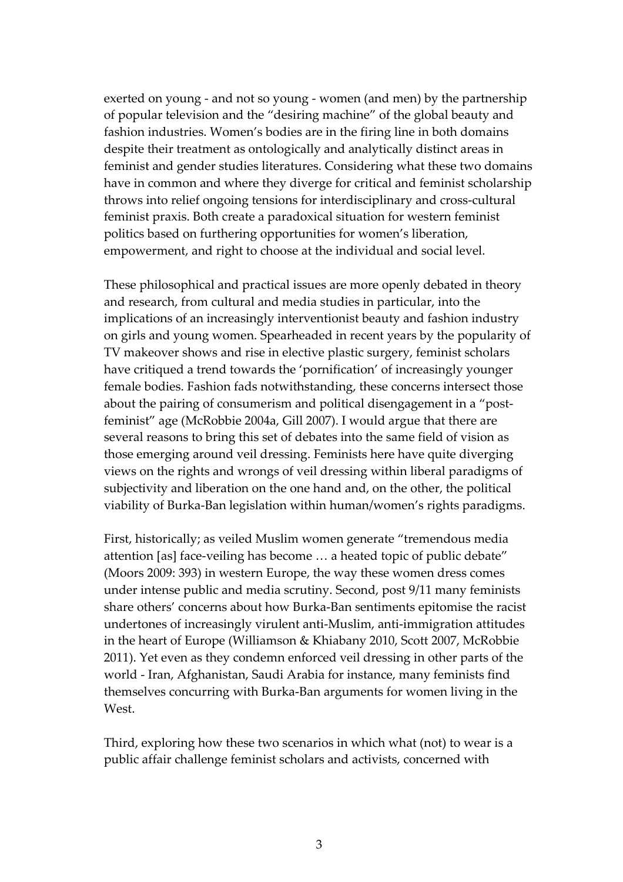exerted on young - and not so young - women (and men) by the partnership of popular television and the "desiring machine" of the global beauty and fashion industries. Women's bodies are in the firing line in both domains despite their treatment as ontologically and analytically distinct areas in feminist and gender studies literatures. Considering what these two domains have in common and where they diverge for critical and feminist scholarship throws into relief ongoing tensions for interdisciplinary and cross-cultural feminist praxis. Both create a paradoxical situation for western feminist politics based on furthering opportunities for women's liberation, empowerment, and right to choose at the individual and social level.

These philosophical and practical issues are more openly debated in theory and research, from cultural and media studies in particular, into the implications of an increasingly interventionist beauty and fashion industry on girls and young women. Spearheaded in recent years by the popularity of TV makeover shows and rise in elective plastic surgery, feminist scholars have critiqued a trend towards the 'pornification' of increasingly younger female bodies. Fashion fads notwithstanding, these concerns intersect those about the pairing of consumerism and political disengagement in a "post-feminist" age (McRobbie 2004a, Gill 2007). I would argue that there are several reasons to bring this set of debates into the same field of vision as those emerging around veil dressing. Feminists here have quite diverging views on the rights and wrongs of veil dressing within liberal paradigms of subjectivity and liberation on the one hand and, on the other, the political viability of Burka-Ban legislation within human/women's rights paradigms.

First, historically; as veiled Muslim women generate "tremendous media attention [as] face-veiling has become … a heated topic of public debate" (Moors 2009: 393) in western Europe, the way these women dress comes under intense public and media scrutiny. Second, post 9/11 many feminists share others' concerns about how Burka-Ban sentiments epitomise the racist undertones of increasingly virulent anti-Muslim, anti-immigration attitudes in the heart of Europe (Williamson & Khiabany 2010, Scott 2007, McRobbie 2011). Yet even as they condemn enforced veil dressing in other parts of the world - Iran, Afghanistan, Saudi Arabia for instance, many feminists find themselves concurring with Burka-Ban arguments for women living in the West.

Third, exploring how these two scenarios in which what (not) to wear is a public affair challenge feminist scholars and activists, concerned with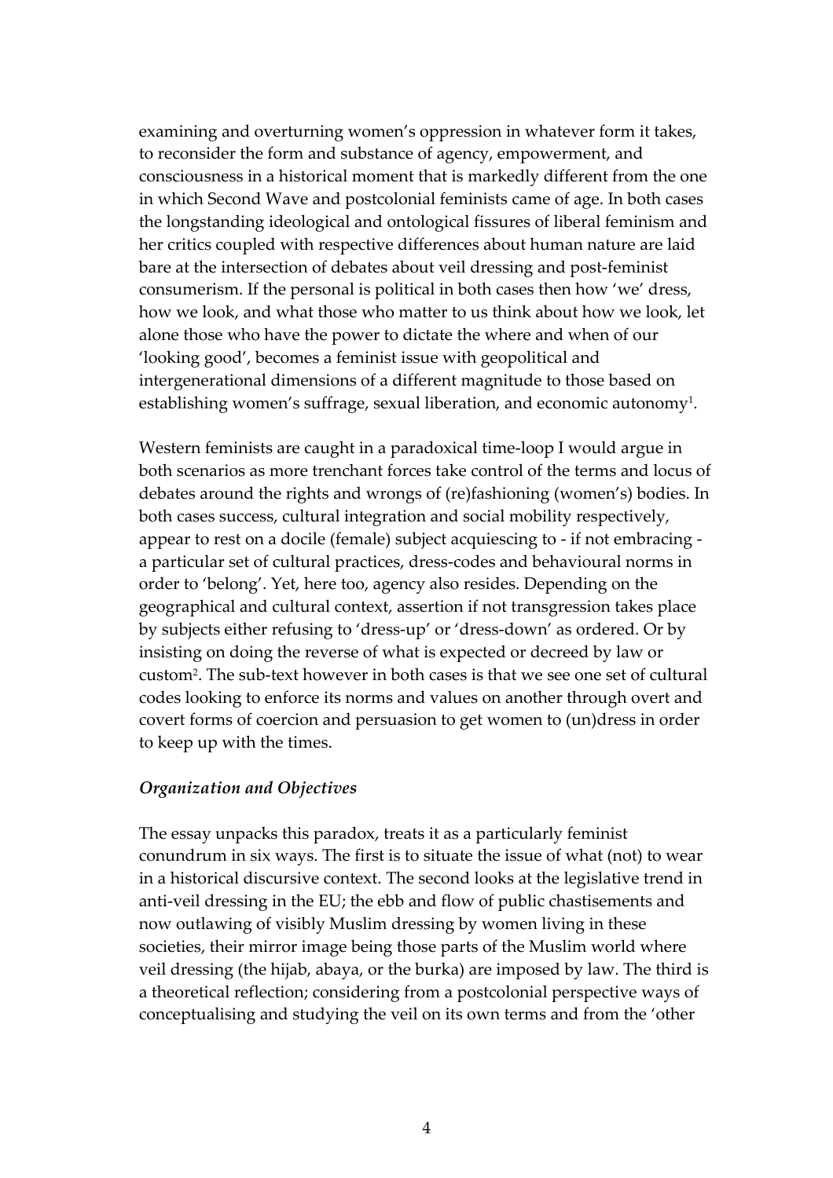examining and overturning women's oppression in whatever form it takes, to reconsider the form and substance of agency, empowerment, and consciousness in a historical moment that is markedly different from the one in which Second Wave and postcolonial feminists came of age. In both cases the longstanding ideological and ontological fissures of liberal feminism and her critics coupled with respective differences about human nature are laid bare at the intersection of debates about veil dressing and post-feminist consumerism. If the personal is political in both cases then how 'we' dress, how we look, and what those who matter to us think about how we look, let alone those who have the power to dictate the where and when of our 'looking good', becomes a feminist issue with geopolitical and intergenerational dimensions of a different magnitude to those based on establishing women's suffrage, sexual liberation, and economic autonomy[1].

Western feminists are caught in a paradoxical time-loop I would argue in both scenarios as more trenchant forces take control of the terms and locus of debates around the rights and wrongs of (re)fashioning (women's) bodies. In both cases success, cultural integration and social mobility respectively, appear to rest on a docile (female) subject acquiescing to - if not embracing - a particular set of cultural practices, dress-codes and behavioural norms in order to 'belong'. Yet, here too, agency also resides. Depending on the geographical and cultural context, assertion if not transgression takes place by subjects either refusing to 'dress-up' or 'dress-down' as ordered. Or by insisting on doing the reverse of what is expected or decreed by law or custom[2]. The sub-text however in both cases is that we see one set of cultural codes looking to enforce its norms and values on another through overt and covert forms of coercion and persuasion to get women to (un)dress in order to keep up with the times.

### *Organization and Objectives*

The essay unpacks this paradox, treats it as a particularly feminist conundrum in six ways. The first is to situate the issue of what (not) to wear in a historical discursive context. The second looks at the legislative trend in anti-veil dressing in the EU; the ebb and flow of public chastisements and now outlawing of visibly Muslim dressing by women living in these societies, their mirror image being those parts of the Muslim world where veil dressing (the hijab, abaya, or the burka) are imposed by law. The third is a theoretical reflection; considering from a postcolonial perspective ways of conceptualising and studying the veil on its own terms and from the 'other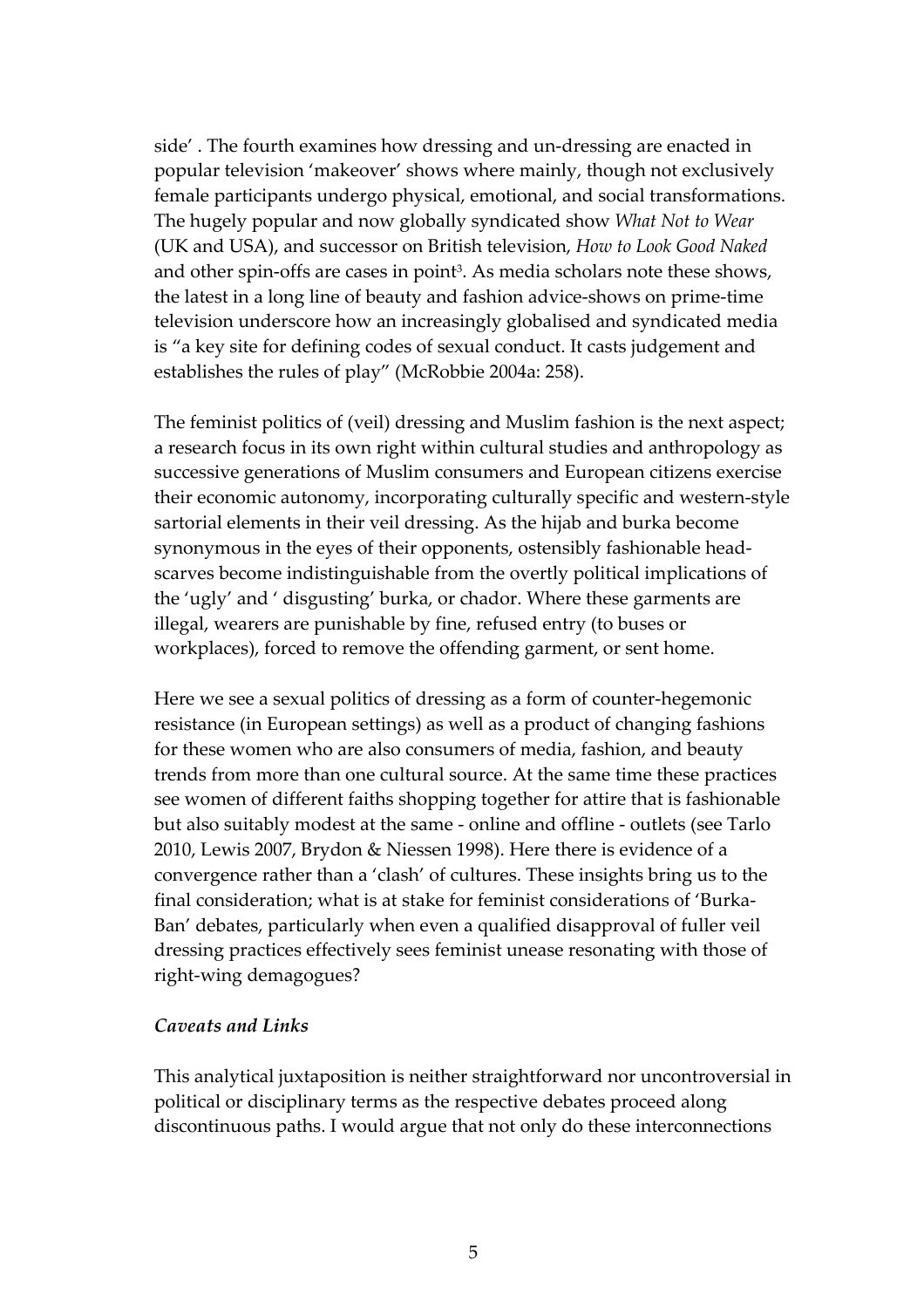side' . The fourth examines how dressing and un-dressing are enacted in popular television 'makeover' shows where mainly, though not exclusively female participants undergo physical, emotional, and social transformations. The hugely popular and now globally syndicated show *What Not to Wear* (UK and USA), and successor on British television, *How to Look Good Naked* and other spin-offs are cases in point[3]. As media scholars note these shows, the latest in a long line of beauty and fashion advice-shows on prime-time television underscore how an increasingly globalised and syndicated media is "a key site for defining codes of sexual conduct. It casts judgement and establishes the rules of play" (McRobbie 2004a: 258).

The feminist politics of (veil) dressing and Muslim fashion is the next aspect; a research focus in its own right within cultural studies and anthropology as successive generations of Muslim consumers and European citizens exercise their economic autonomy, incorporating culturally specific and western-style sartorial elements in their veil dressing. As the hijab and burka become synonymous in the eyes of their opponents, ostensibly fashionable head-scarves become indistinguishable from the overtly political implications of the 'ugly' and ' disgusting' burka, or chador. Where these garments are illegal, wearers are punishable by fine, refused entry (to buses or workplaces), forced to remove the offending garment, or sent home.

Here we see a sexual politics of dressing as a form of counter-hegemonic resistance (in European settings) as well as a product of changing fashions for these women who are also consumers of media, fashion, and beauty trends from more than one cultural source. At the same time these practices see women of different faiths shopping together for attire that is fashionable but also suitably modest at the same - online and offline - outlets (see Tarlo 2010, Lewis 2007, Brydon & Niessen 1998). Here there is evidence of a convergence rather than a 'clash' of cultures. These insights bring us to the final consideration; what is at stake for feminist considerations of 'Burka-Ban' debates, particularly when even a qualified disapproval of fuller veil dressing practices effectively sees feminist unease resonating with those of right-wing demagogues?

### *Caveats and Links*

This analytical juxtaposition is neither straightforward nor uncontroversial in political or disciplinary terms as the respective debates proceed along discontinuous paths. I would argue that not only do these interconnections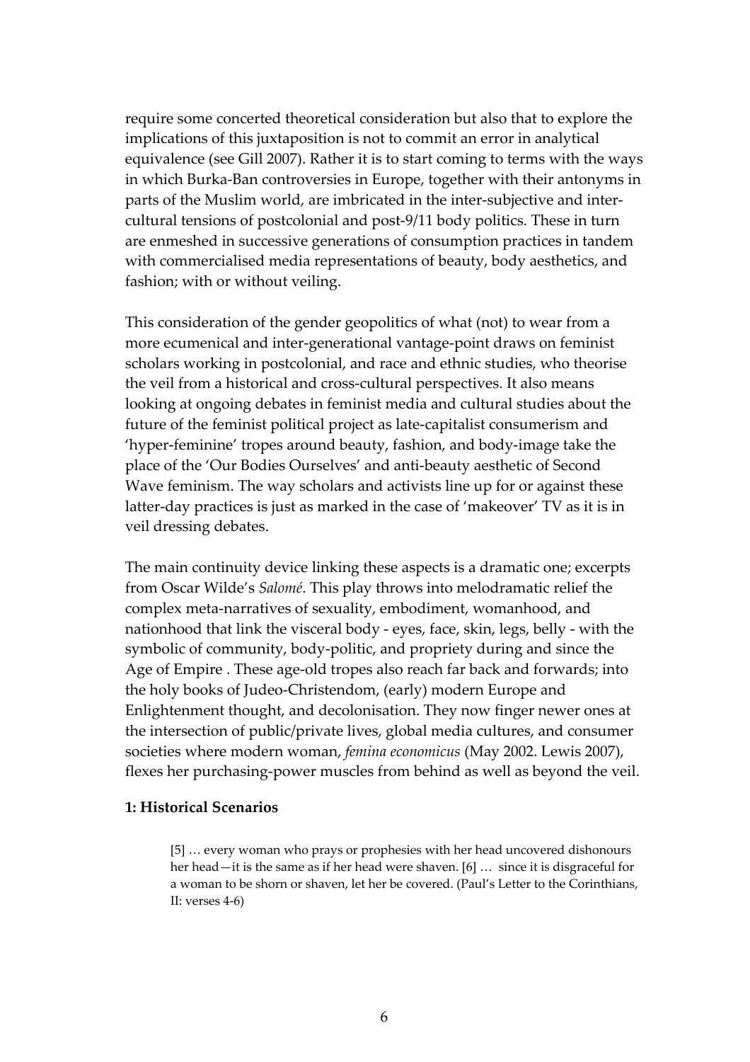require some concerted theoretical consideration but also that to explore the implications of this juxtaposition is not to commit an error in analytical equivalence (see Gill 2007). Rather it is to start coming to terms with the ways in which Burka-Ban controversies in Europe, together with their antonyms in parts of the Muslim world, are imbricated in the inter-subjective and inter-cultural tensions of postcolonial and post-9/11 body politics. These in turn are enmeshed in successive generations of consumption practices in tandem with commercialised media representations of beauty, body aesthetics, and fashion; with or without veiling.

This consideration of the gender geopolitics of what (not) to wear from a more ecumenical and inter-generational vantage-point draws on feminist scholars working in postcolonial, and race and ethnic studies, who theorise the veil from a historical and cross-cultural perspectives. It also means looking at ongoing debates in feminist media and cultural studies about the future of the feminist political project as late-capitalist consumerism and 'hyper-feminine' tropes around beauty, fashion, and body-image take the place of the 'Our Bodies Ourselves' and anti-beauty aesthetic of Second Wave feminism. The way scholars and activists line up for or against these latter-day practices is just as marked in the case of 'makeover' TV as it is in veil dressing debates.

The main continuity device linking these aspects is a dramatic one; excerpts from Oscar Wilde's *Salomé*. This play throws into melodramatic relief the complex meta-narratives of sexuality, embodiment, womanhood, and nationhood that link the visceral body - eyes, face, skin, legs, belly - with the symbolic of community, body-politic, and propriety during and since the Age of Empire . These age-old tropes also reach far back and forwards; into the holy books of Judeo-Christendom, (early) modern Europe and Enlightenment thought, and decolonisation. They now finger newer ones at the intersection of public/private lives, global media cultures, and consumer societies where modern woman, *femina economicus* (May 2002. Lewis 2007), flexes her purchasing-power muscles from behind as well as beyond the veil.

### 1: Historical Scenarios

> [5] … every woman who prays or prophesies with her head uncovered dishonours her head—it is the same as if her head were shaven. [6] … since it is disgraceful for a woman to be shorn or shaven, let her be covered. (Paul's Letter to the Corinthians, II: verses 4-6)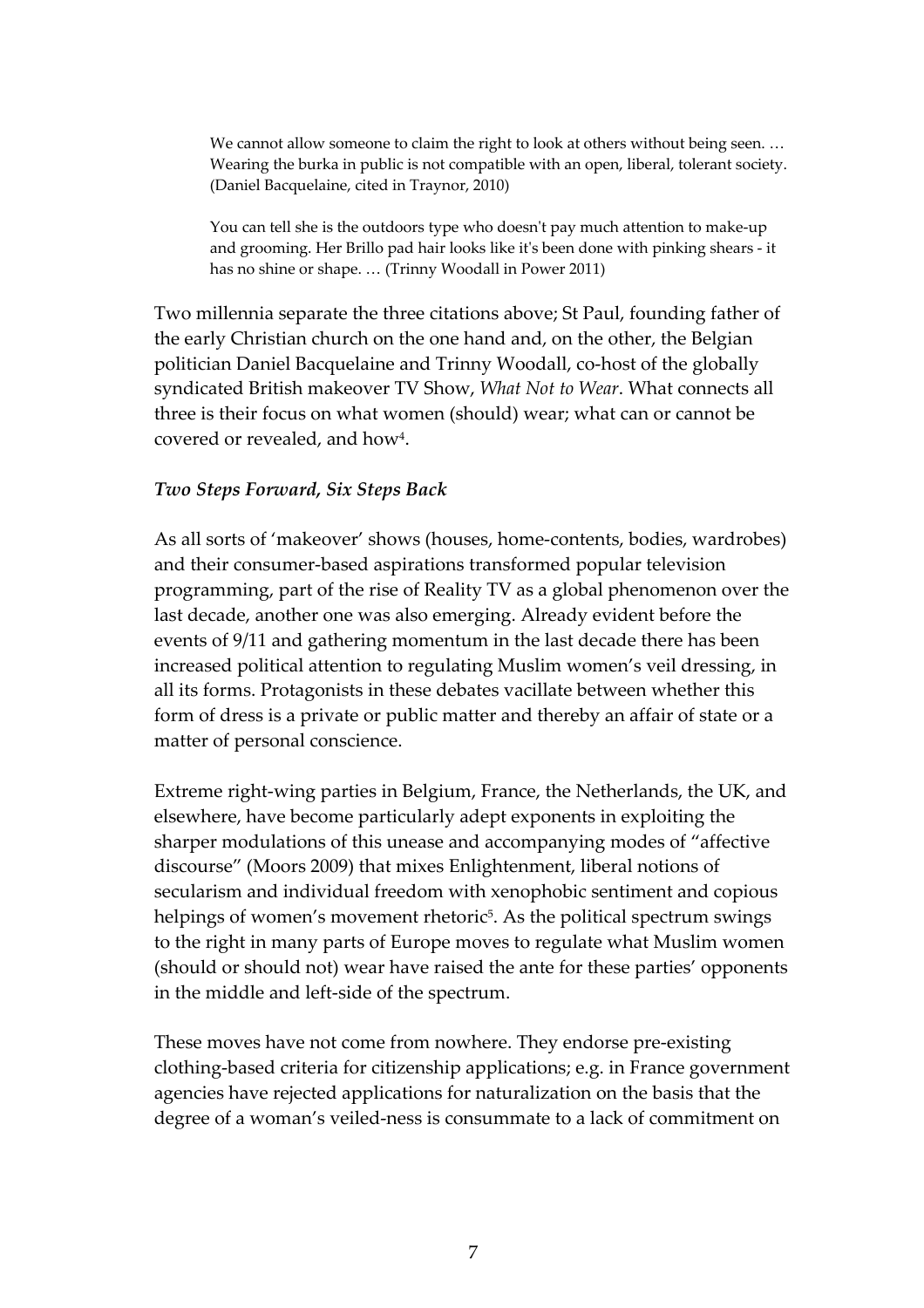> We cannot allow someone to claim the right to look at others without being seen. … Wearing the burka in public is not compatible with an open, liberal, tolerant society. (Daniel Bacquelaine, cited in Traynor, 2010)

> You can tell she is the outdoors type who doesn't pay much attention to make-up and grooming. Her Brillo pad hair looks like it's been done with pinking shears - it has no shine or shape. … (Trinny Woodall in Power 2011)

Two millennia separate the three citations above; St Paul, founding father of the early Christian church on the one hand and, on the other, the Belgian politician Daniel Bacquelaine and Trinny Woodall, co-host of the globally syndicated British makeover TV Show, *What Not to Wear*. What connects all three is their focus on what women (should) wear; what can or cannot be covered or revealed, and how[4].

### *Two Steps Forward, Six Steps Back*

As all sorts of 'makeover' shows (houses, home-contents, bodies, wardrobes) and their consumer-based aspirations transformed popular television programming, part of the rise of Reality TV as a global phenomenon over the last decade, another one was also emerging. Already evident before the events of 9/11 and gathering momentum in the last decade there has been increased political attention to regulating Muslim women's veil dressing, in all its forms. Protagonists in these debates vacillate between whether this form of dress is a private or public matter and thereby an affair of state or a matter of personal conscience.

Extreme right-wing parties in Belgium, France, the Netherlands, the UK, and elsewhere, have become particularly adept exponents in exploiting the sharper modulations of this unease and accompanying modes of "affective discourse" (Moors 2009) that mixes Enlightenment, liberal notions of secularism and individual freedom with xenophobic sentiment and copious helpings of women's movement rhetoric[5]. As the political spectrum swings to the right in many parts of Europe moves to regulate what Muslim women (should or should not) wear have raised the ante for these parties' opponents in the middle and left-side of the spectrum.

These moves have not come from nowhere. They endorse pre-existing clothing-based criteria for citizenship applications; e.g. in France government agencies have rejected applications for naturalization on the basis that the degree of a woman's veiled-ness is consummate to a lack of commitment on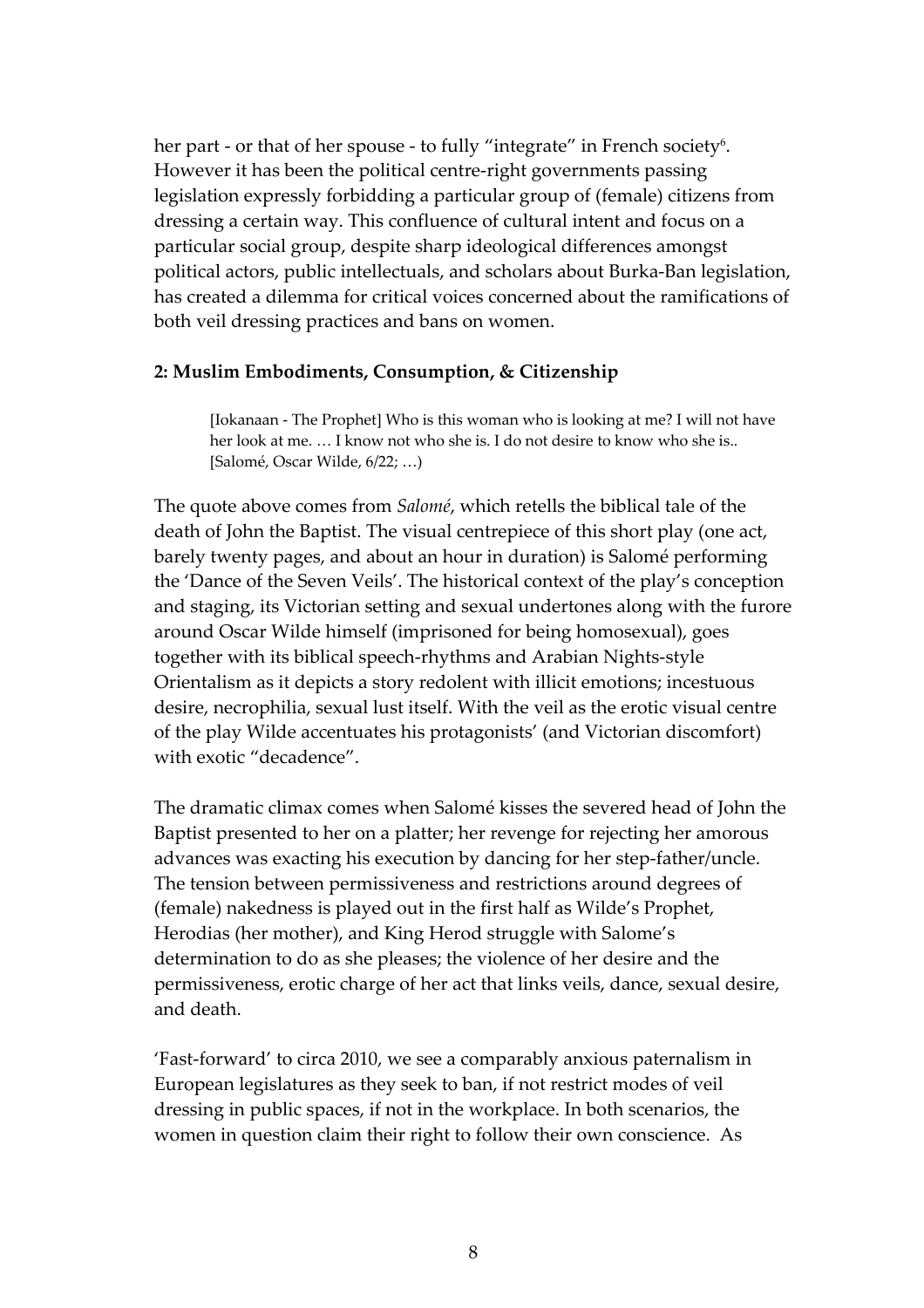her part - or that of her spouse - to fully "integrate" in French society[6]. However it has been the political centre-right governments passing legislation expressly forbidding a particular group of (female) citizens from dressing a certain way. This confluence of cultural intent and focus on a particular social group, despite sharp ideological differences amongst political actors, public intellectuals, and scholars about Burka-Ban legislation, has created a dilemma for critical voices concerned about the ramifications of both veil dressing practices and bans on women.

## 2: Muslim Embodiments, Consumption, & Citizenship

> [Iokanaan - The Prophet] Who is this woman who is looking at me? I will not have her look at me. … I know not who she is. I do not desire to know who she is.. [Salomé, Oscar Wilde, 6/22; …)

The quote above comes from *Salomé*, which retells the biblical tale of the death of John the Baptist. The visual centrepiece of this short play (one act, barely twenty pages, and about an hour in duration) is Salomé performing the 'Dance of the Seven Veils'. The historical context of the play's conception and staging, its Victorian setting and sexual undertones along with the furore around Oscar Wilde himself (imprisoned for being homosexual), goes together with its biblical speech-rhythms and Arabian Nights-style Orientalism as it depicts a story redolent with illicit emotions; incestuous desire, necrophilia, sexual lust itself. With the veil as the erotic visual centre of the play Wilde accentuates his protagonists' (and Victorian discomfort) with exotic "decadence".

The dramatic climax comes when Salomé kisses the severed head of John the Baptist presented to her on a platter; her revenge for rejecting her amorous advances was exacting his execution by dancing for her step-father/uncle. The tension between permissiveness and restrictions around degrees of (female) nakedness is played out in the first half as Wilde's Prophet, Herodias (her mother), and King Herod struggle with Salome's determination to do as she pleases; the violence of her desire and the permissiveness, erotic charge of her act that links veils, dance, sexual desire, and death.

'Fast-forward' to circa 2010, we see a comparably anxious paternalism in European legislatures as they seek to ban, if not restrict modes of veil dressing in public spaces, if not in the workplace. In both scenarios, the women in question claim their right to follow their own conscience. As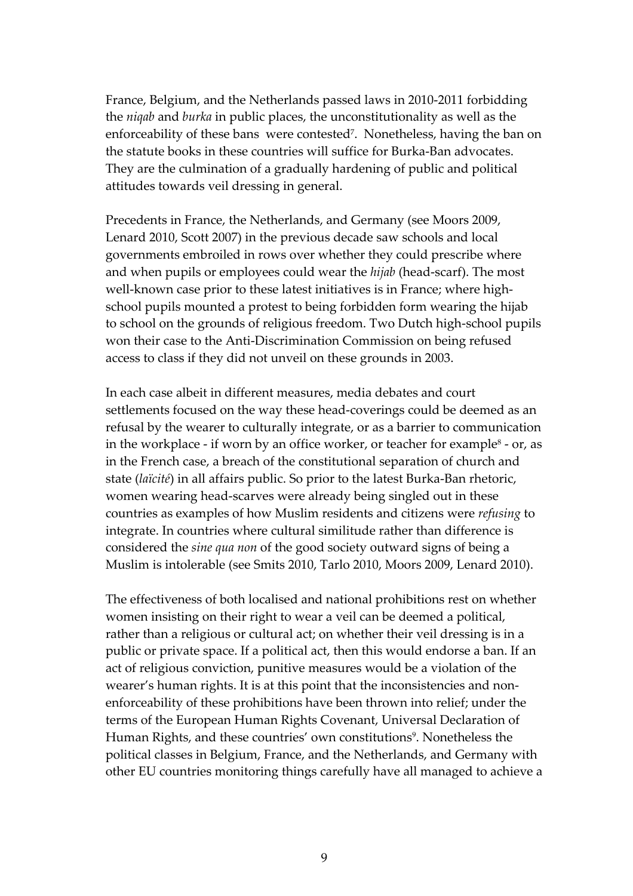France, Belgium, and the Netherlands passed laws in 2010-2011 forbidding the *niqab* and *burka* in public places, the unconstitutionality as well as the enforceability of these bans were contested[7]. Nonetheless, having the ban on the statute books in these countries will suffice for Burka-Ban advocates. They are the culmination of a gradually hardening of public and political attitudes towards veil dressing in general.

Precedents in France, the Netherlands, and Germany (see Moors 2009, Lenard 2010, Scott 2007) in the previous decade saw schools and local governments embroiled in rows over whether they could prescribe where and when pupils or employees could wear the *hijab* (head-scarf). The most well-known case prior to these latest initiatives is in France; where high-school pupils mounted a protest to being forbidden form wearing the hijab to school on the grounds of religious freedom. Two Dutch high-school pupils won their case to the Anti-Discrimination Commission on being refused access to class if they did not unveil on these grounds in 2003.

In each case albeit in different measures, media debates and court settlements focused on the way these head-coverings could be deemed as an refusal by the wearer to culturally integrate, or as a barrier to communication in the workplace - if worn by an office worker, or teacher for example[8] - or, as in the French case, a breach of the constitutional separation of church and state (*laïcité*) in all affairs public. So prior to the latest Burka-Ban rhetoric, women wearing head-scarves were already being singled out in these countries as examples of how Muslim residents and citizens were *refusing* to integrate. In countries where cultural similitude rather than difference is considered the *sine qua non* of the good society outward signs of being a Muslim is intolerable (see Smits 2010, Tarlo 2010, Moors 2009, Lenard 2010).

The effectiveness of both localised and national prohibitions rest on whether women insisting on their right to wear a veil can be deemed a political, rather than a religious or cultural act; on whether their veil dressing is in a public or private space. If a political act, then this would endorse a ban. If an act of religious conviction, punitive measures would be a violation of the wearer's human rights. It is at this point that the inconsistencies and non-enforceability of these prohibitions have been thrown into relief; under the terms of the European Human Rights Covenant, Universal Declaration of Human Rights, and these countries' own constitutions[9]. Nonetheless the political classes in Belgium, France, and the Netherlands, and Germany with other EU countries monitoring things carefully have all managed to achieve a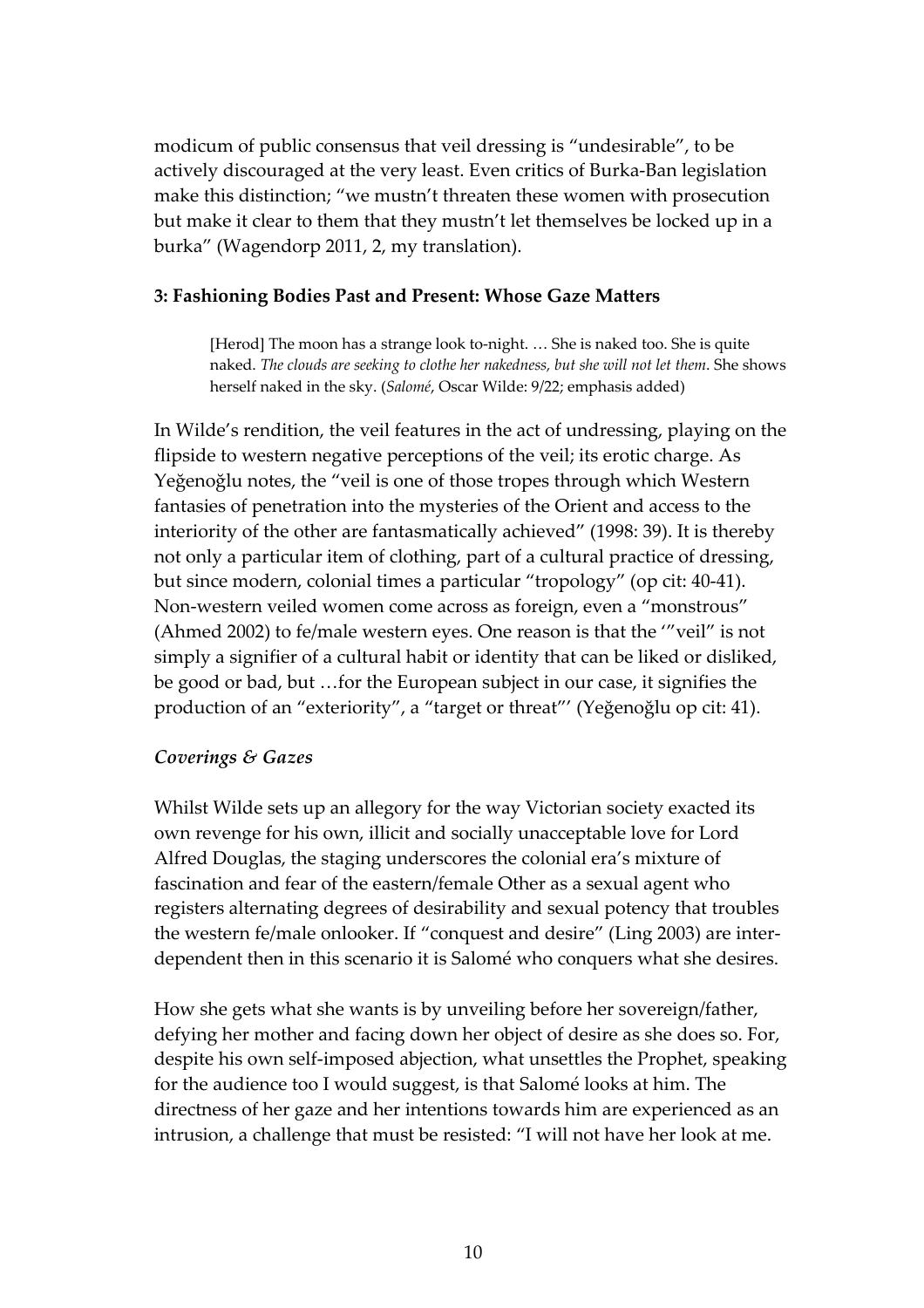modicum of public consensus that veil dressing is "undesirable", to be actively discouraged at the very least. Even critics of Burka-Ban legislation make this distinction; "we mustn't threaten these women with prosecution but make it clear to them that they mustn't let themselves be locked up in a burka" (Wagendorp 2011, 2, my translation).

### 3: Fashioning Bodies Past and Present: Whose Gaze Matters

> [Herod] The moon has a strange look to-night. … She is naked too. She is quite naked. *The clouds are seeking to clothe her nakedness, but she will not let them*. She shows herself naked in the sky. (*Salomé*, Oscar Wilde: 9/22; emphasis added)

In Wilde's rendition, the veil features in the act of undressing, playing on the flipside to western negative perceptions of the veil; its erotic charge. As Yeğenoğlu notes, the "veil is one of those tropes through which Western fantasies of penetration into the mysteries of the Orient and access to the interiority of the other are fantasmatically achieved" (1998: 39). It is thereby not only a particular item of clothing, part of a cultural practice of dressing, but since modern, colonial times a particular "tropology" (op cit: 40-41). Non-western veiled women come across as foreign, even a "monstrous" (Ahmed 2002) to fe/male western eyes. One reason is that the '"veil" is not simply a signifier of a cultural habit or identity that can be liked or disliked, be good or bad, but …for the European subject in our case, it signifies the production of an "exteriority", a "target or threat"' (Yeğenoğlu op cit: 41).

#### *Coverings & Gazes*

Whilst Wilde sets up an allegory for the way Victorian society exacted its own revenge for his own, illicit and socially unacceptable love for Lord Alfred Douglas, the staging underscores the colonial era's mixture of fascination and fear of the eastern/female Other as a sexual agent who registers alternating degrees of desirability and sexual potency that troubles the western fe/male onlooker. If "conquest and desire" (Ling 2003) are inter-dependent then in this scenario it is Salomé who conquers what she desires.

How she gets what she wants is by unveiling before her sovereign/father, defying her mother and facing down her object of desire as she does so. For, despite his own self-imposed abjection, what unsettles the Prophet, speaking for the audience too I would suggest, is that Salomé looks at him. The directness of her gaze and her intentions towards him are experienced as an intrusion, a challenge that must be resisted: "I will not have her look at me.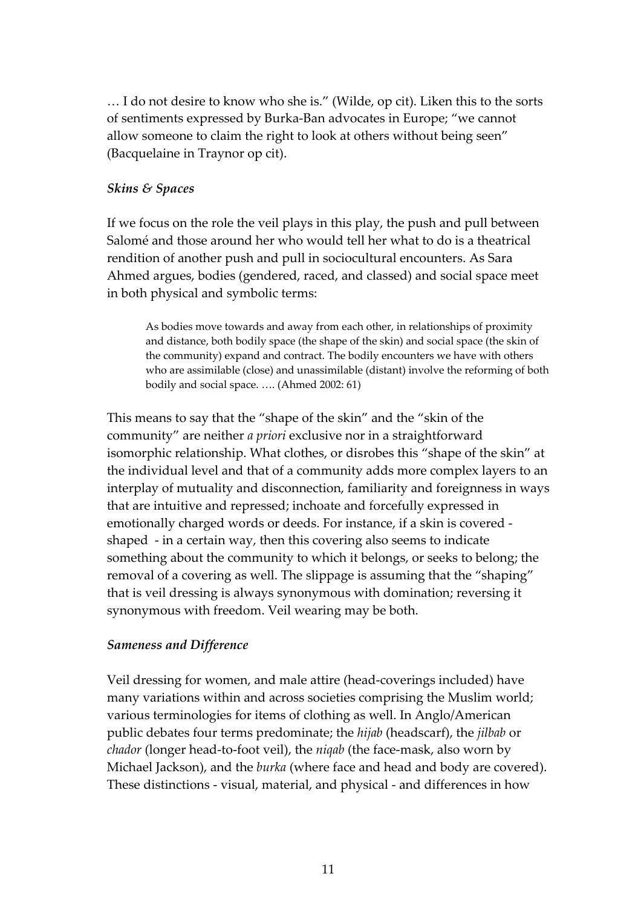… I do not desire to know who she is." (Wilde, op cit). Liken this to the sorts of sentiments expressed by Burka-Ban advocates in Europe; "we cannot allow someone to claim the right to look at others without being seen" (Bacquelaine in Traynor op cit).

### *Skins & Spaces*

If we focus on the role the veil plays in this play, the push and pull between Salomé and those around her who would tell her what to do is a theatrical rendition of another push and pull in sociocultural encounters. As Sara Ahmed argues, bodies (gendered, raced, and classed) and social space meet in both physical and symbolic terms:

> As bodies move towards and away from each other, in relationships of proximity and distance, both bodily space (the shape of the skin) and social space (the skin of the community) expand and contract. The bodily encounters we have with others who are assimilable (close) and unassimilable (distant) involve the reforming of both bodily and social space. …. (Ahmed 2002: 61)

This means to say that the "shape of the skin" and the "skin of the community" are neither *a priori* exclusive nor in a straightforward isomorphic relationship. What clothes, or disrobes this "shape of the skin" at the individual level and that of a community adds more complex layers to an interplay of mutuality and disconnection, familiarity and foreignness in ways that are intuitive and repressed; inchoate and forcefully expressed in emotionally charged words or deeds. For instance, if a skin is covered - shaped - in a certain way, then this covering also seems to indicate something about the community to which it belongs, or seeks to belong; the removal of a covering as well. The slippage is assuming that the "shaping" that is veil dressing is always synonymous with domination; reversing it synonymous with freedom. Veil wearing may be both.

### *Sameness and Difference*

Veil dressing for women, and male attire (head-coverings included) have many variations within and across societies comprising the Muslim world; various terminologies for items of clothing as well. In Anglo/American public debates four terms predominate; the *hijab* (headscarf), the *jilbab* or *chador* (longer head-to-foot veil), the *niqab* (the face-mask, also worn by Michael Jackson), and the *burka* (where face and head and body are covered). These distinctions - visual, material, and physical - and differences in how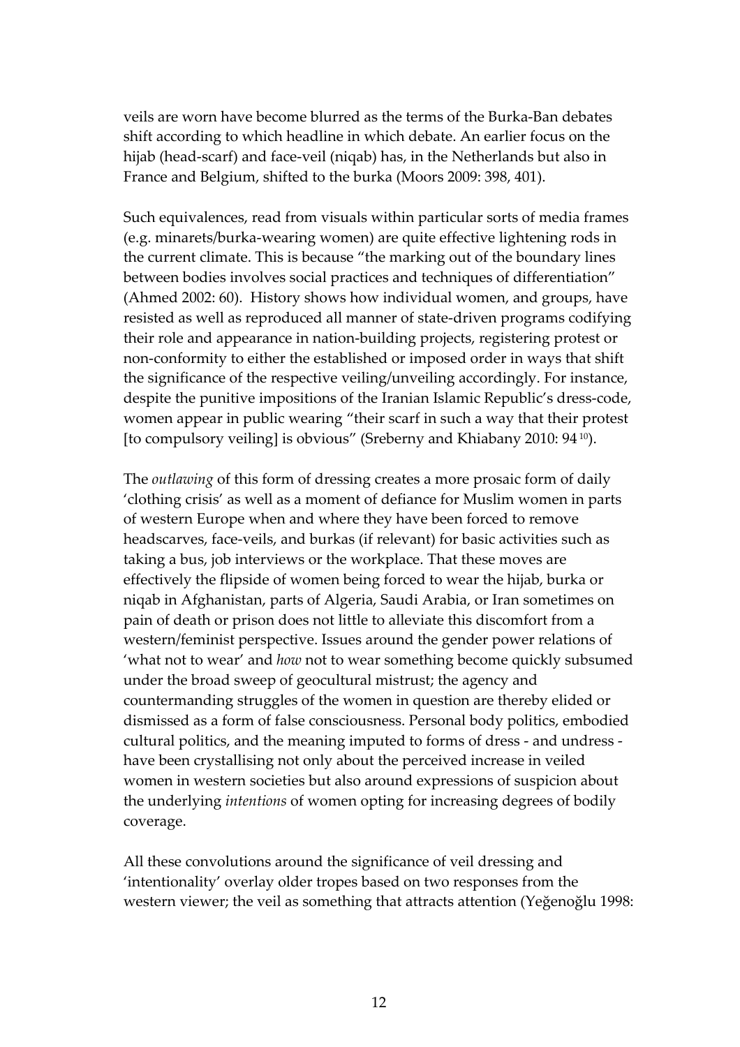veils are worn have become blurred as the terms of the Burka-Ban debates shift according to which headline in which debate. An earlier focus on the hijab (head-scarf) and face-veil (niqab) has, in the Netherlands but also in France and Belgium, shifted to the burka (Moors 2009: 398, 401).

Such equivalences, read from visuals within particular sorts of media frames (e.g. minarets/burka-wearing women) are quite effective lightening rods in the current climate. This is because "the marking out of the boundary lines between bodies involves social practices and techniques of differentiation" (Ahmed 2002: 60). History shows how individual women, and groups, have resisted as well as reproduced all manner of state-driven programs codifying their role and appearance in nation-building projects, registering protest or non-conformity to either the established or imposed order in ways that shift the significance of the respective veiling/unveiling accordingly. For instance, despite the punitive impositions of the Iranian Islamic Republic's dress-code, women appear in public wearing "their scarf in such a way that their protest [to compulsory veiling] is obvious" (Sreberny and Khiabany 2010: 94 [10]).

The *outlawing* of this form of dressing creates a more prosaic form of daily 'clothing crisis' as well as a moment of defiance for Muslim women in parts of western Europe when and where they have been forced to remove headscarves, face-veils, and burkas (if relevant) for basic activities such as taking a bus, job interviews or the workplace. That these moves are effectively the flipside of women being forced to wear the hijab, burka or niqab in Afghanistan, parts of Algeria, Saudi Arabia, or Iran sometimes on pain of death or prison does not little to alleviate this discomfort from a western/feminist perspective. Issues around the gender power relations of 'what not to wear' and *how* not to wear something become quickly subsumed under the broad sweep of geocultural mistrust; the agency and countermanding struggles of the women in question are thereby elided or dismissed as a form of false consciousness. Personal body politics, embodied cultural politics, and the meaning imputed to forms of dress - and undress - have been crystallising not only about the perceived increase in veiled women in western societies but also around expressions of suspicion about the underlying *intentions* of women opting for increasing degrees of bodily coverage.

All these convolutions around the significance of veil dressing and 'intentionality' overlay older tropes based on two responses from the western viewer; the veil as something that attracts attention (Yeğenoğlu 1998: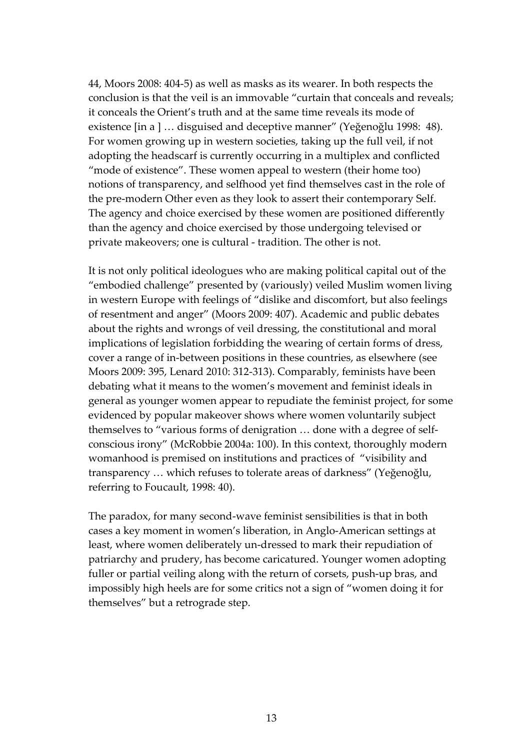44, Moors 2008: 404-5) as well as masks as its wearer. In both respects the conclusion is that the veil is an immovable "curtain that conceals and reveals; it conceals the Orient's truth and at the same time reveals its mode of existence [in a ] … disguised and deceptive manner" (Yeğenoğlu 1998: 48). For women growing up in western societies, taking up the full veil, if not adopting the headscarf is currently occurring in a multiplex and conflicted "mode of existence". These women appeal to western (their home too) notions of transparency, and selfhood yet find themselves cast in the role of the pre-modern Other even as they look to assert their contemporary Self. The agency and choice exercised by these women are positioned differently than the agency and choice exercised by those undergoing televised or private makeovers; one is cultural - tradition. The other is not.

It is not only political ideologues who are making political capital out of the "embodied challenge" presented by (variously) veiled Muslim women living in western Europe with feelings of "dislike and discomfort, but also feelings of resentment and anger" (Moors 2009: 407). Academic and public debates about the rights and wrongs of veil dressing, the constitutional and moral implications of legislation forbidding the wearing of certain forms of dress, cover a range of in-between positions in these countries, as elsewhere (see Moors 2009: 395, Lenard 2010: 312-313). Comparably, feminists have been debating what it means to the women's movement and feminist ideals in general as younger women appear to repudiate the feminist project, for some evidenced by popular makeover shows where women voluntarily subject themselves to "various forms of denigration … done with a degree of self-conscious irony" (McRobbie 2004a: 100). In this context, thoroughly modern womanhood is premised on institutions and practices of "visibility and transparency … which refuses to tolerate areas of darkness" (Yeğenoğlu, referring to Foucault, 1998: 40).

The paradox, for many second-wave feminist sensibilities is that in both cases a key moment in women's liberation, in Anglo-American settings at least, where women deliberately un-dressed to mark their repudiation of patriarchy and prudery, has become caricatured. Younger women adopting fuller or partial veiling along with the return of corsets, push-up bras, and impossibly high heels are for some critics not a sign of "women doing it for themselves" but a retrograde step.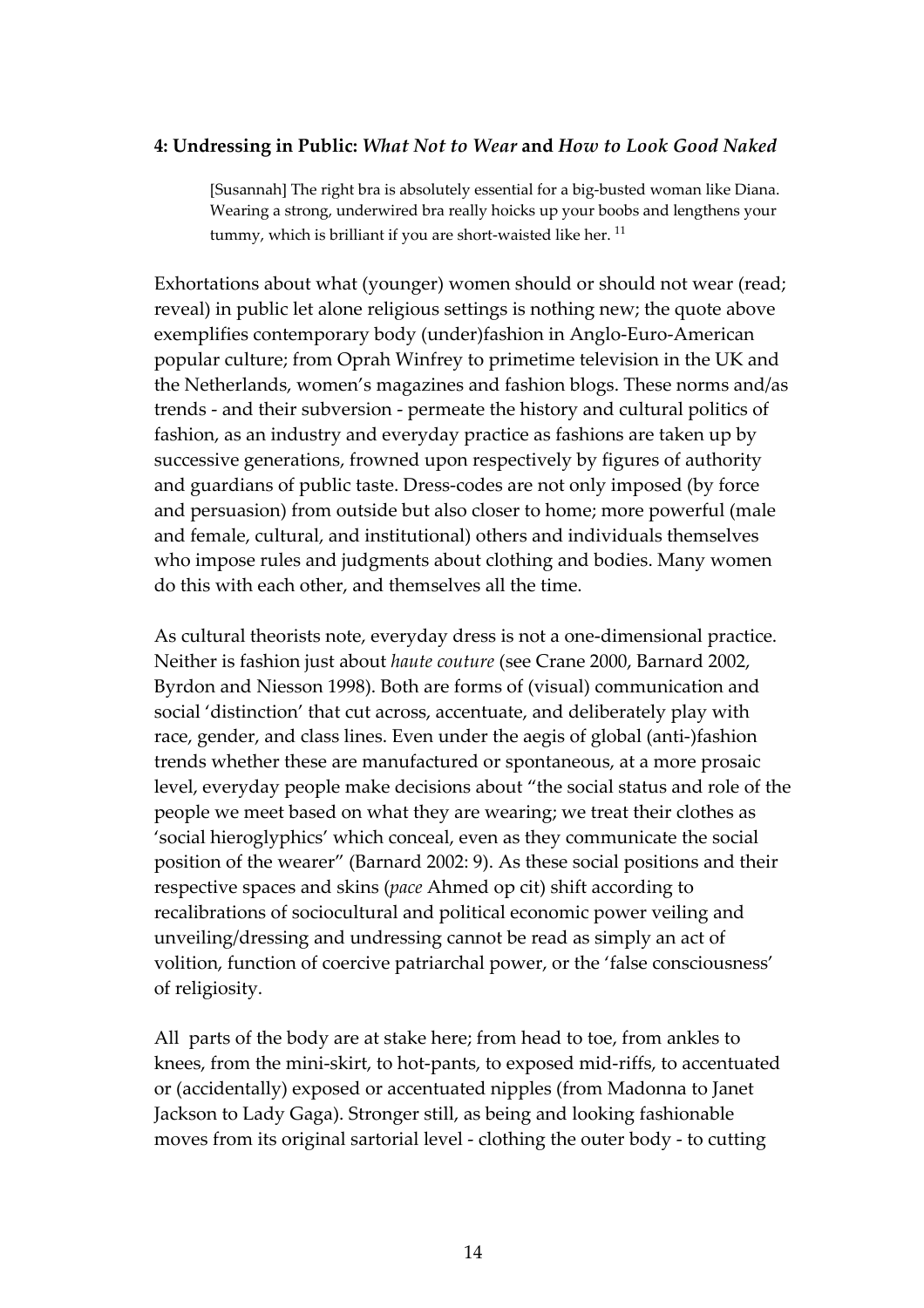### 4: Undressing in Public: *What Not to Wear* and *How to Look Good Naked*

> [Susannah] The right bra is absolutely essential for a big-busted woman like Diana. Wearing a strong, underwired bra really hoicks up your boobs and lengthens your tummy, which is brilliant if you are short-waisted like her. [11]

Exhortations about what (younger) women should or should not wear (read; reveal) in public let alone religious settings is nothing new; the quote above exemplifies contemporary body (under)fashion in Anglo-Euro-American popular culture; from Oprah Winfrey to primetime television in the UK and the Netherlands, women's magazines and fashion blogs. These norms and/as trends - and their subversion - permeate the history and cultural politics of fashion, as an industry and everyday practice as fashions are taken up by successive generations, frowned upon respectively by figures of authority and guardians of public taste. Dress-codes are not only imposed (by force and persuasion) from outside but also closer to home; more powerful (male and female, cultural, and institutional) others and individuals themselves who impose rules and judgments about clothing and bodies. Many women do this with each other, and themselves all the time.

As cultural theorists note, everyday dress is not a one-dimensional practice. Neither is fashion just about *haute couture* (see Crane 2000, Barnard 2002, Byrdon and Niesson 1998). Both are forms of (visual) communication and social 'distinction' that cut across, accentuate, and deliberately play with race, gender, and class lines. Even under the aegis of global (anti-)fashion trends whether these are manufactured or spontaneous, at a more prosaic level, everyday people make decisions about "the social status and role of the people we meet based on what they are wearing; we treat their clothes as 'social hieroglyphics' which conceal, even as they communicate the social position of the wearer" (Barnard 2002: 9). As these social positions and their respective spaces and skins (*pace* Ahmed op cit) shift according to recalibrations of sociocultural and political economic power veiling and unveiling/dressing and undressing cannot be read as simply an act of volition, function of coercive patriarchal power, or the 'false consciousness' of religiosity.

All parts of the body are at stake here; from head to toe, from ankles to knees, from the mini-skirt, to hot-pants, to exposed mid-riffs, to accentuated or (accidentally) exposed or accentuated nipples (from Madonna to Janet Jackson to Lady Gaga). Stronger still, as being and looking fashionable moves from its original sartorial level - clothing the outer body - to cutting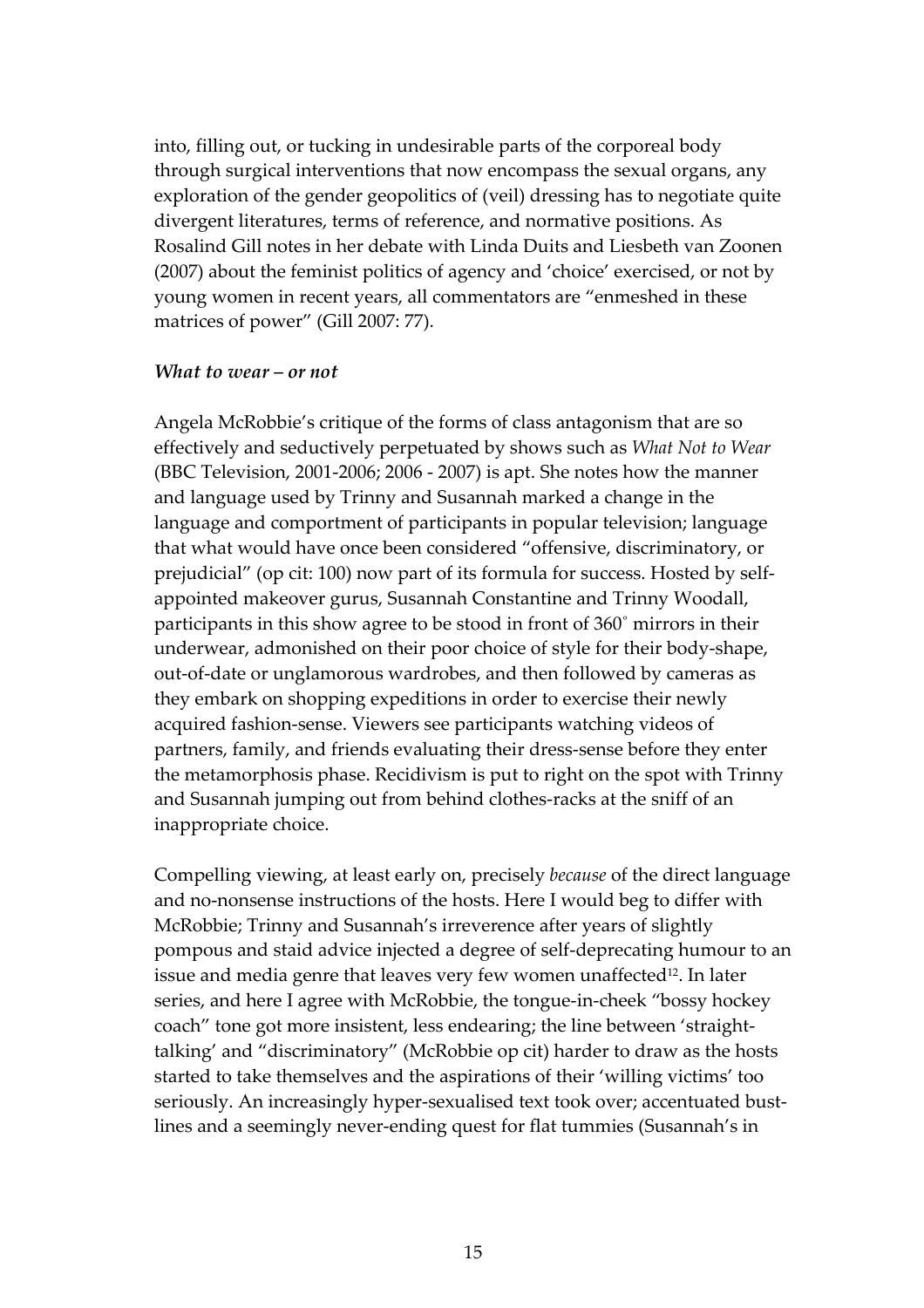into, filling out, or tucking in undesirable parts of the corporeal body through surgical interventions that now encompass the sexual organs, any exploration of the gender geopolitics of (veil) dressing has to negotiate quite divergent literatures, terms of reference, and normative positions. As Rosalind Gill notes in her debate with Linda Duits and Liesbeth van Zoonen (2007) about the feminist politics of agency and 'choice' exercised, or not by young women in recent years, all commentators are "enmeshed in these matrices of power" (Gill 2007: 77).

### *What to wear – or not*

Angela McRobbie's critique of the forms of class antagonism that are so effectively and seductively perpetuated by shows such as *What Not to Wear* (BBC Television, 2001-2006; 2006 - 2007) is apt. She notes how the manner and language used by Trinny and Susannah marked a change in the language and comportment of participants in popular television; language that what would have once been considered "offensive, discriminatory, or prejudicial" (op cit: 100) now part of its formula for success. Hosted by self-appointed makeover gurus, Susannah Constantine and Trinny Woodall, participants in this show agree to be stood in front of 360° mirrors in their underwear, admonished on their poor choice of style for their body-shape, out-of-date or unglamorous wardrobes, and then followed by cameras as they embark on shopping expeditions in order to exercise their newly acquired fashion-sense. Viewers see participants watching videos of partners, family, and friends evaluating their dress-sense before they enter the metamorphosis phase. Recidivism is put to right on the spot with Trinny and Susannah jumping out from behind clothes-racks at the sniff of an inappropriate choice.

Compelling viewing, at least early on, precisely *because* of the direct language and no-nonsense instructions of the hosts. Here I would beg to differ with McRobbie; Trinny and Susannah's irreverence after years of slightly pompous and staid advice injected a degree of self-deprecating humour to an issue and media genre that leaves very few women unaffected[12]. In later series, and here I agree with McRobbie, the tongue-in-cheek "bossy hockey coach" tone got more insistent, less endearing; the line between 'straight-talking' and "discriminatory" (McRobbie op cit) harder to draw as the hosts started to take themselves and the aspirations of their 'willing victims' too seriously. An increasingly hyper-sexualised text took over; accentuated bust-lines and a seemingly never-ending quest for flat tummies (Susannah's in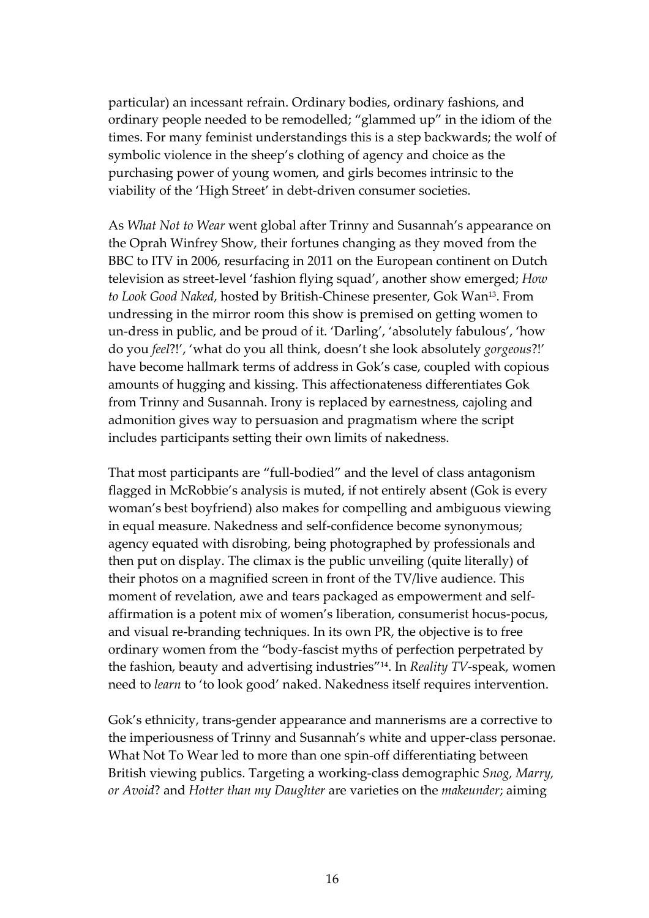particular) an incessant refrain. Ordinary bodies, ordinary fashions, and ordinary people needed to be remodelled; "glammed up" in the idiom of the times. For many feminist understandings this is a step backwards; the wolf of symbolic violence in the sheep's clothing of agency and choice as the purchasing power of young women, and girls becomes intrinsic to the viability of the 'High Street' in debt-driven consumer societies.

As *What Not to Wear* went global after Trinny and Susannah's appearance on the Oprah Winfrey Show, their fortunes changing as they moved from the BBC to ITV in 2006, resurfacing in 2011 on the European continent on Dutch television as street-level 'fashion flying squad', another show emerged; *How to Look Good Naked*, hosted by British-Chinese presenter, Gok Wan[13]. From undressing in the mirror room this show is premised on getting women to un-dress in public, and be proud of it. 'Darling', 'absolutely fabulous', 'how do you *feel*?!', 'what do you all think, doesn't she look absolutely *gorgeous*?!' have become hallmark terms of address in Gok's case, coupled with copious amounts of hugging and kissing. This affectionateness differentiates Gok from Trinny and Susannah. Irony is replaced by earnestness, cajoling and admonition gives way to persuasion and pragmatism where the script includes participants setting their own limits of nakedness.

That most participants are "full-bodied" and the level of class antagonism flagged in McRobbie's analysis is muted, if not entirely absent (Gok is every woman's best boyfriend) also makes for compelling and ambiguous viewing in equal measure. Nakedness and self-confidence become synonymous; agency equated with disrobing, being photographed by professionals and then put on display. The climax is the public unveiling (quite literally) of their photos on a magnified screen in front of the TV/live audience. This moment of revelation, awe and tears packaged as empowerment and self-affirmation is a potent mix of women's liberation, consumerist hocus-pocus, and visual re-branding techniques. In its own PR, the objective is to free ordinary women from the "body-fascist myths of perfection perpetrated by the fashion, beauty and advertising industries"[14]. In *Reality TV*-speak, women need to *learn* to 'to look good' naked. Nakedness itself requires intervention.

Gok's ethnicity, trans-gender appearance and mannerisms are a corrective to the imperiousness of Trinny and Susannah's white and upper-class personae. What Not To Wear led to more than one spin-off differentiating between British viewing publics. Targeting a working-class demographic *Snog, Marry, or Avoid*? and *Hotter than my Daughter* are varieties on the *makeunder*; aiming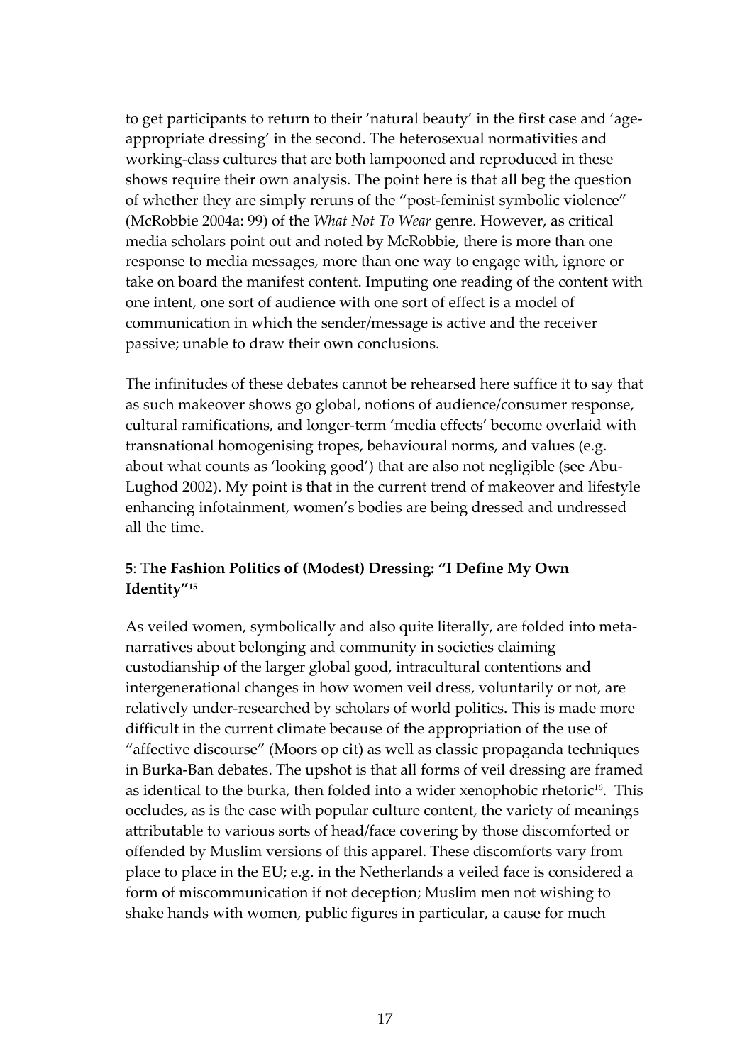to get participants to return to their 'natural beauty' in the first case and 'age-appropriate dressing' in the second. The heterosexual normativities and working-class cultures that are both lampooned and reproduced in these shows require their own analysis. The point here is that all beg the question of whether they are simply reruns of the "post-feminist symbolic violence" (McRobbie 2004a: 99) of the *What Not To Wear* genre. However, as critical media scholars point out and noted by McRobbie, there is more than one response to media messages, more than one way to engage with, ignore or take on board the manifest content. Imputing one reading of the content with one intent, one sort of audience with one sort of effect is a model of communication in which the sender/message is active and the receiver passive; unable to draw their own conclusions.

The infinitudes of these debates cannot be rehearsed here suffice it to say that as such makeover shows go global, notions of audience/consumer response, cultural ramifications, and longer-term 'media effects' become overlaid with transnational homogenising tropes, behavioural norms, and values (e.g. about what counts as 'looking good') that are also not negligible (see Abu-Lughod 2002). My point is that in the current trend of makeover and lifestyle enhancing infotainment, women's bodies are being dressed and undressed all the time.

### 5: The Fashion Politics of (Modest) Dressing: "I Define My Own Identity"[15]

As veiled women, symbolically and also quite literally, are folded into meta-narratives about belonging and community in societies claiming custodianship of the larger global good, intracultural contentions and intergenerational changes in how women veil dress, voluntarily or not, are relatively under-researched by scholars of world politics. This is made more difficult in the current climate because of the appropriation of the use of "affective discourse" (Moors op cit) as well as classic propaganda techniques in Burka-Ban debates. The upshot is that all forms of veil dressing are framed as identical to the burka, then folded into a wider xenophobic rhetoric[16]. This occludes, as is the case with popular culture content, the variety of meanings attributable to various sorts of head/face covering by those discomforted or offended by Muslim versions of this apparel. These discomforts vary from place to place in the EU; e.g. in the Netherlands a veiled face is considered a form of miscommunication if not deception; Muslim men not wishing to shake hands with women, public figures in particular, a cause for much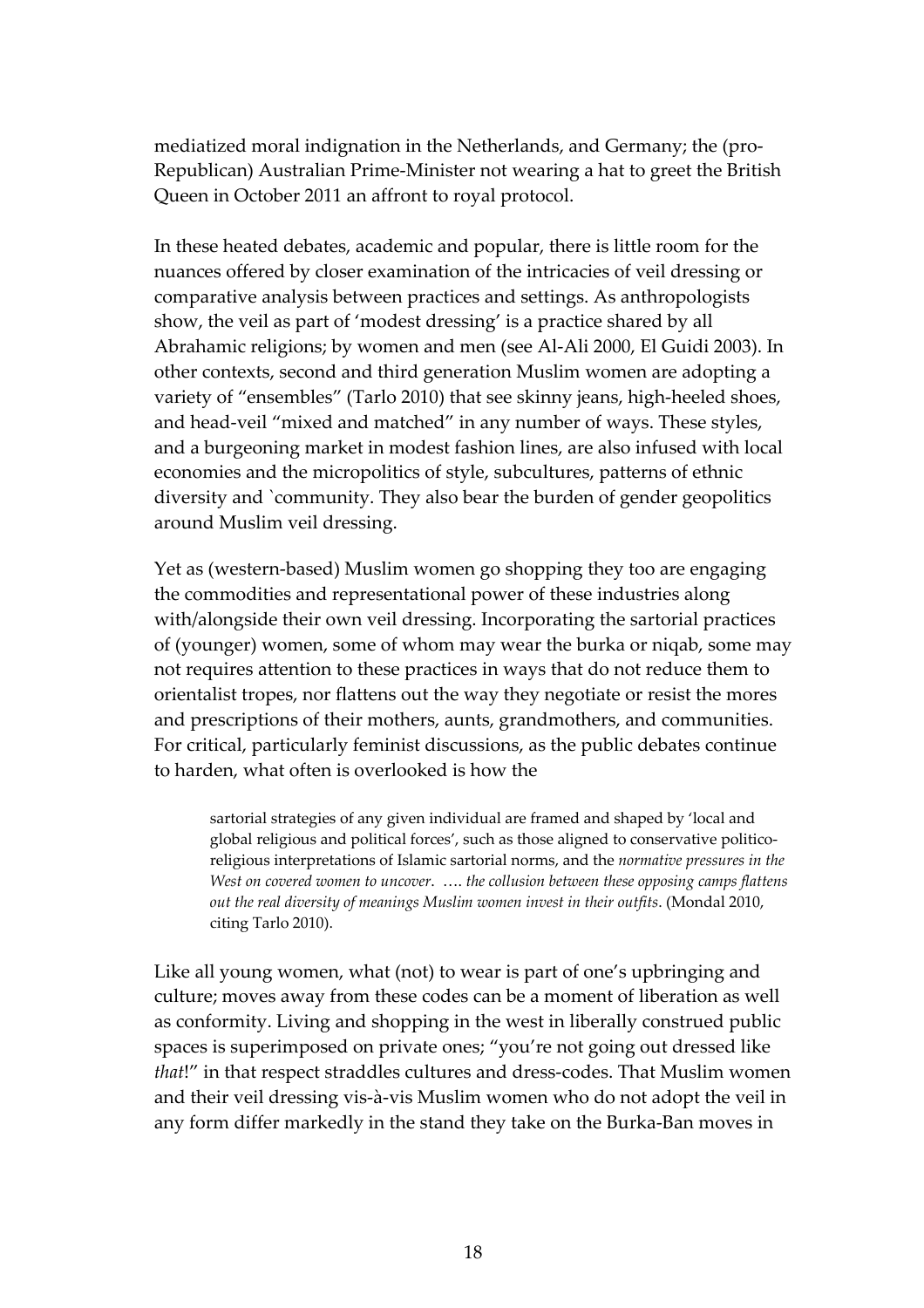mediatized moral indignation in the Netherlands, and Germany; the (pro-Republican) Australian Prime-Minister not wearing a hat to greet the British Queen in October 2011 an affront to royal protocol.

In these heated debates, academic and popular, there is little room for the nuances offered by closer examination of the intricacies of veil dressing or comparative analysis between practices and settings. As anthropologists show, the veil as part of 'modest dressing' is a practice shared by all Abrahamic religions; by women and men (see Al-Ali 2000, El Guidi 2003). In other contexts, second and third generation Muslim women are adopting a variety of "ensembles" (Tarlo 2010) that see skinny jeans, high-heeled shoes, and head-veil "mixed and matched" in any number of ways. These styles, and a burgeoning market in modest fashion lines, are also infused with local economies and the micropolitics of style, subcultures, patterns of ethnic diversity and `community. They also bear the burden of gender geopolitics around Muslim veil dressing.

Yet as (western-based) Muslim women go shopping they too are engaging the commodities and representational power of these industries along with/alongside their own veil dressing. Incorporating the sartorial practices of (younger) women, some of whom may wear the burka or niqab, some may not requires attention to these practices in ways that do not reduce them to orientalist tropes, nor flattens out the way they negotiate or resist the mores and prescriptions of their mothers, aunts, grandmothers, and communities. For critical, particularly feminist discussions, as the public debates continue to harden, what often is overlooked is how the

> sartorial strategies of any given individual are framed and shaped by 'local and global religious and political forces', such as those aligned to conservative politico-religious interpretations of Islamic sartorial norms, and the *normative pressures in the West on covered women to uncover*. …. *the collusion between these opposing camps flattens out the real diversity of meanings Muslim women invest in their outfits*. (Mondal 2010, citing Tarlo 2010).

Like all young women, what (not) to wear is part of one's upbringing and culture; moves away from these codes can be a moment of liberation as well as conformity. Living and shopping in the west in liberally construed public spaces is superimposed on private ones; "you're not going out dressed like *that*!" in that respect straddles cultures and dress-codes. That Muslim women and their veil dressing vis-à-vis Muslim women who do not adopt the veil in any form differ markedly in the stand they take on the Burka-Ban moves in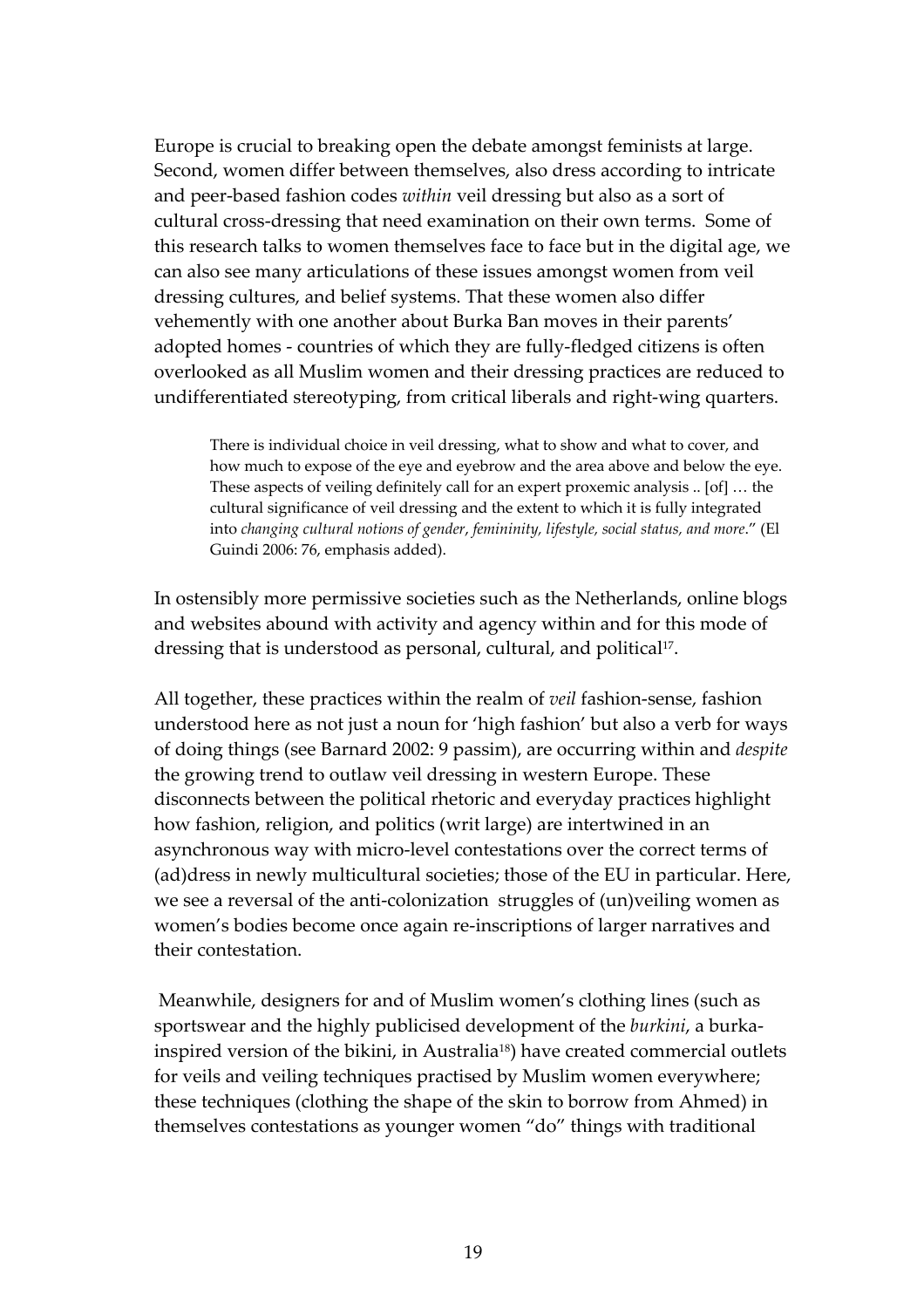Europe is crucial to breaking open the debate amongst feminists at large. Second, women differ between themselves, also dress according to intricate and peer-based fashion codes *within* veil dressing but also as a sort of cultural cross-dressing that need examination on their own terms. Some of this research talks to women themselves face to face but in the digital age, we can also see many articulations of these issues amongst women from veil dressing cultures, and belief systems. That these women also differ vehemently with one another about Burka Ban moves in their parents' adopted homes - countries of which they are fully-fledged citizens is often overlooked as all Muslim women and their dressing practices are reduced to undifferentiated stereotyping, from critical liberals and right-wing quarters.

> There is individual choice in veil dressing, what to show and what to cover, and how much to expose of the eye and eyebrow and the area above and below the eye. These aspects of veiling definitely call for an expert proxemic analysis .. [of] … the cultural significance of veil dressing and the extent to which it is fully integrated into *changing cultural notions of gender, femininity, lifestyle, social status, and more*." (El Guindi 2006: 76, emphasis added).

In ostensibly more permissive societies such as the Netherlands, online blogs and websites abound with activity and agency within and for this mode of dressing that is understood as personal, cultural, and political[17].

All together, these practices within the realm of *veil* fashion-sense, fashion understood here as not just a noun for 'high fashion' but also a verb for ways of doing things (see Barnard 2002: 9 passim), are occurring within and *despite* the growing trend to outlaw veil dressing in western Europe. These disconnects between the political rhetoric and everyday practices highlight how fashion, religion, and politics (writ large) are intertwined in an asynchronous way with micro-level contestations over the correct terms of (ad)dress in newly multicultural societies; those of the EU in particular. Here, we see a reversal of the anti-colonization struggles of (un)veiling women as women's bodies become once again re-inscriptions of larger narratives and their contestation.

Meanwhile, designers for and of Muslim women's clothing lines (such as sportswear and the highly publicised development of the *burkini*, a burka-inspired version of the bikini, in Australia[18]) have created commercial outlets for veils and veiling techniques practised by Muslim women everywhere; these techniques (clothing the shape of the skin to borrow from Ahmed) in themselves contestations as younger women "do" things with traditional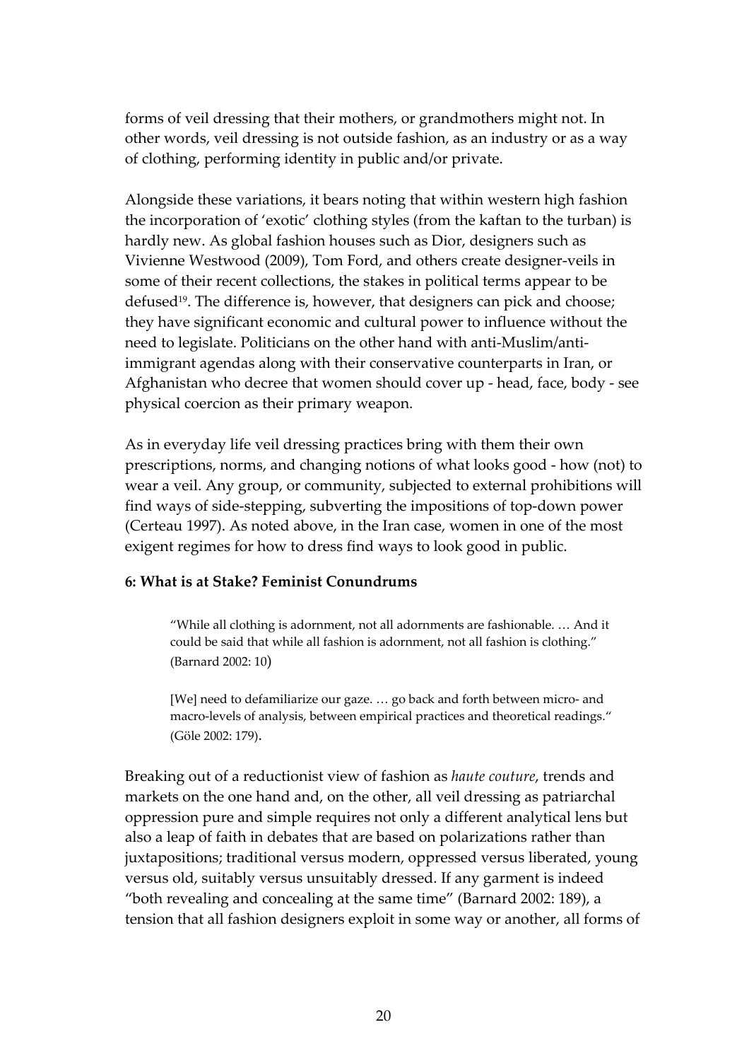forms of veil dressing that their mothers, or grandmothers might not. In other words, veil dressing is not outside fashion, as an industry or as a way of clothing, performing identity in public and/or private.

Alongside these variations, it bears noting that within western high fashion the incorporation of 'exotic' clothing styles (from the kaftan to the turban) is hardly new. As global fashion houses such as Dior, designers such as Vivienne Westwood (2009), Tom Ford, and others create designer-veils in some of their recent collections, the stakes in political terms appear to be defused[19]. The difference is, however, that designers can pick and choose; they have significant economic and cultural power to influence without the need to legislate. Politicians on the other hand with anti-Muslim/anti-immigrant agendas along with their conservative counterparts in Iran, or Afghanistan who decree that women should cover up - head, face, body - see physical coercion as their primary weapon.

As in everyday life veil dressing practices bring with them their own prescriptions, norms, and changing notions of what looks good - how (not) to wear a veil. Any group, or community, subjected to external prohibitions will find ways of side-stepping, subverting the impositions of top-down power (Certeau 1997). As noted above, in the Iran case, women in one of the most exigent regimes for how to dress find ways to look good in public.

#### 6: What is at Stake? Feminist Conundrums

> "While all clothing is adornment, not all adornments are fashionable. … And it could be said that while all fashion is adornment, not all fashion is clothing." (Barnard 2002: 10)

> [We] need to defamiliarize our gaze. … go back and forth between micro- and macro-levels of analysis, between empirical practices and theoretical readings." (Göle 2002: 179).

Breaking out of a reductionist view of fashion as *haute couture*, trends and markets on the one hand and, on the other, all veil dressing as patriarchal oppression pure and simple requires not only a different analytical lens but also a leap of faith in debates that are based on polarizations rather than juxtapositions; traditional versus modern, oppressed versus liberated, young versus old, suitably versus unsuitably dressed. If any garment is indeed "both revealing and concealing at the same time" (Barnard 2002: 189), a tension that all fashion designers exploit in some way or another, all forms of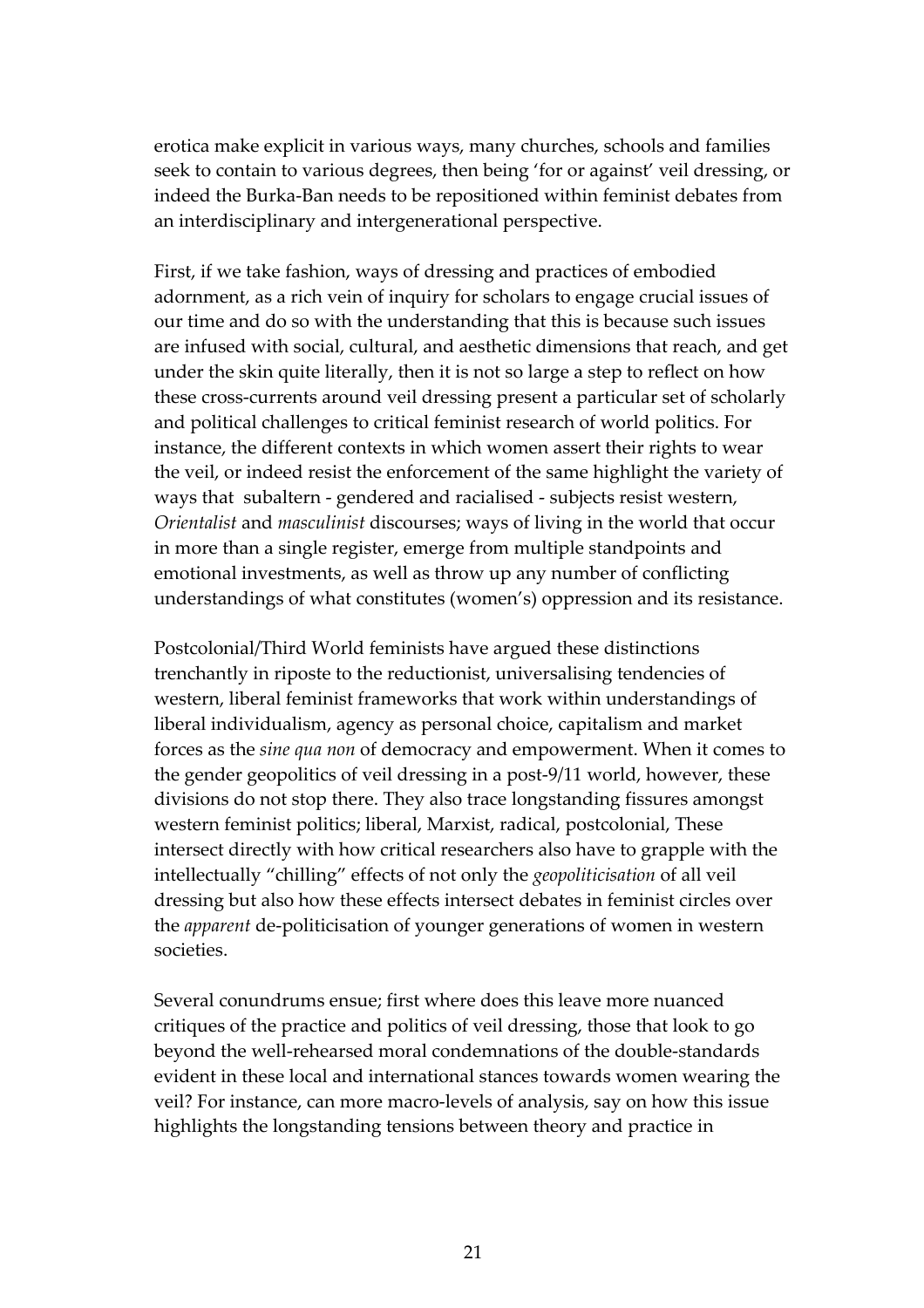erotica make explicit in various ways, many churches, schools and families seek to contain to various degrees, then being 'for or against' veil dressing, or indeed the Burka-Ban needs to be repositioned within feminist debates from an interdisciplinary and intergenerational perspective.

First, if we take fashion, ways of dressing and practices of embodied adornment, as a rich vein of inquiry for scholars to engage crucial issues of our time and do so with the understanding that this is because such issues are infused with social, cultural, and aesthetic dimensions that reach, and get under the skin quite literally, then it is not so large a step to reflect on how these cross-currents around veil dressing present a particular set of scholarly and political challenges to critical feminist research of world politics. For instance, the different contexts in which women assert their rights to wear the veil, or indeed resist the enforcement of the same highlight the variety of ways that subaltern - gendered and racialised - subjects resist western, *Orientalist* and *masculinist* discourses; ways of living in the world that occur in more than a single register, emerge from multiple standpoints and emotional investments, as well as throw up any number of conflicting understandings of what constitutes (women's) oppression and its resistance.

Postcolonial/Third World feminists have argued these distinctions trenchantly in riposte to the reductionist, universalising tendencies of western, liberal feminist frameworks that work within understandings of liberal individualism, agency as personal choice, capitalism and market forces as the *sine qua non* of democracy and empowerment. When it comes to the gender geopolitics of veil dressing in a post-9/11 world, however, these divisions do not stop there. They also trace longstanding fissures amongst western feminist politics; liberal, Marxist, radical, postcolonial, These intersect directly with how critical researchers also have to grapple with the intellectually "chilling" effects of not only the *geopoliticisation* of all veil dressing but also how these effects intersect debates in feminist circles over the *apparent* de-politicisation of younger generations of women in western societies.

Several conundrums ensue; first where does this leave more nuanced critiques of the practice and politics of veil dressing, those that look to go beyond the well-rehearsed moral condemnations of the double-standards evident in these local and international stances towards women wearing the veil? For instance, can more macro-levels of analysis, say on how this issue highlights the longstanding tensions between theory and practice in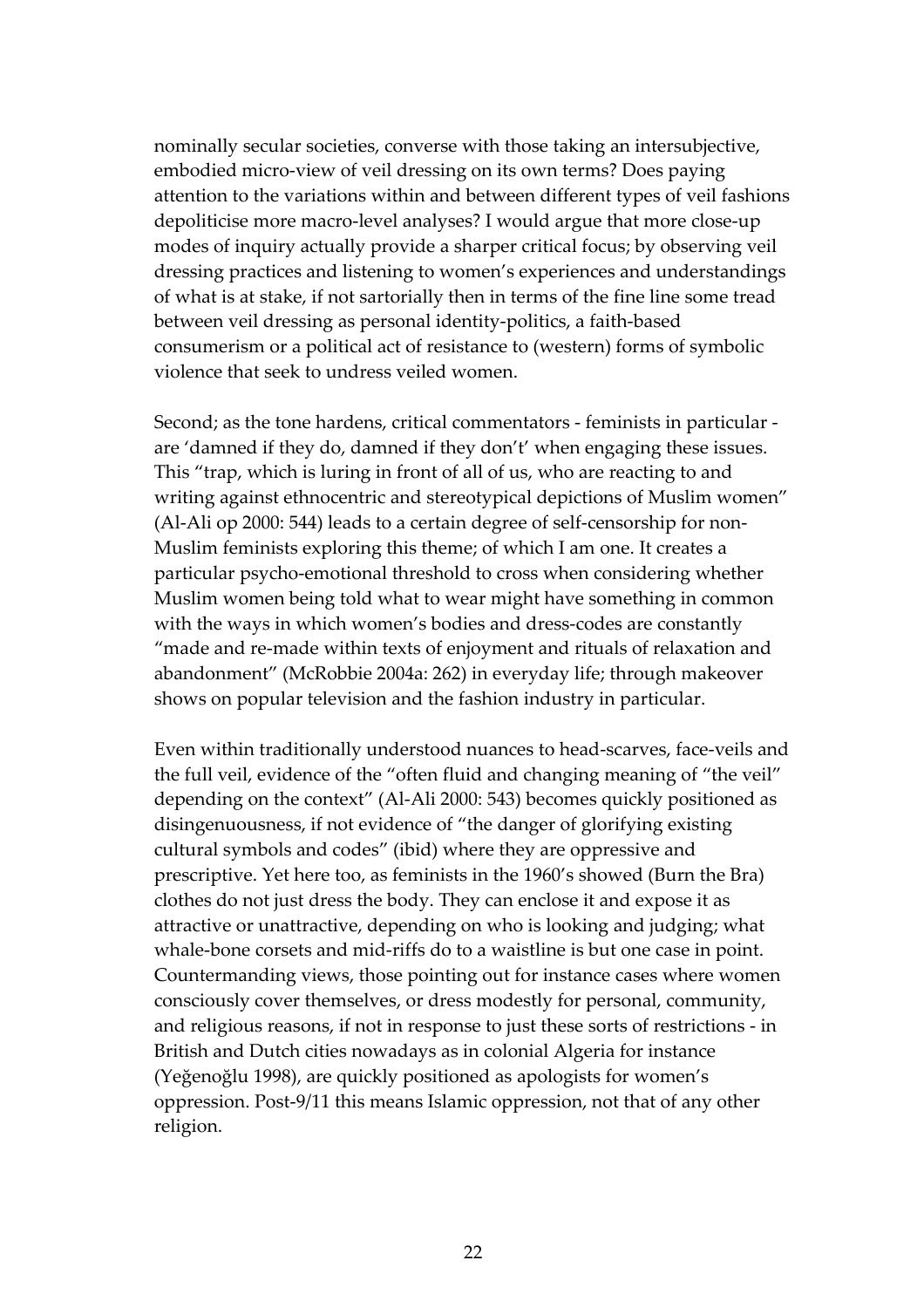nominally secular societies, converse with those taking an intersubjective, embodied micro-view of veil dressing on its own terms? Does paying attention to the variations within and between different types of veil fashions depoliticise more macro-level analyses? I would argue that more close-up modes of inquiry actually provide a sharper critical focus; by observing veil dressing practices and listening to women's experiences and understandings of what is at stake, if not sartorially then in terms of the fine line some tread between veil dressing as personal identity-politics, a faith-based consumerism or a political act of resistance to (western) forms of symbolic violence that seek to undress veiled women.

Second; as the tone hardens, critical commentators - feminists in particular - are 'damned if they do, damned if they don't' when engaging these issues. This "trap, which is luring in front of all of us, who are reacting to and writing against ethnocentric and stereotypical depictions of Muslim women" (Al-Ali op 2000: 544) leads to a certain degree of self-censorship for non-Muslim feminists exploring this theme; of which I am one. It creates a particular psycho-emotional threshold to cross when considering whether Muslim women being told what to wear might have something in common with the ways in which women's bodies and dress-codes are constantly "made and re-made within texts of enjoyment and rituals of relaxation and abandonment" (McRobbie 2004a: 262) in everyday life; through makeover shows on popular television and the fashion industry in particular.

Even within traditionally understood nuances to head-scarves, face-veils and the full veil, evidence of the "often fluid and changing meaning of "the veil" depending on the context" (Al-Ali 2000: 543) becomes quickly positioned as disingenuousness, if not evidence of "the danger of glorifying existing cultural symbols and codes" (ibid) where they are oppressive and prescriptive. Yet here too, as feminists in the 1960's showed (Burn the Bra) clothes do not just dress the body. They can enclose it and expose it as attractive or unattractive, depending on who is looking and judging; what whale-bone corsets and mid-riffs do to a waistline is but one case in point. Countermanding views, those pointing out for instance cases where women consciously cover themselves, or dress modestly for personal, community, and religious reasons, if not in response to just these sorts of restrictions - in British and Dutch cities nowadays as in colonial Algeria for instance (Yeğenoğlu 1998), are quickly positioned as apologists for women's oppression. Post-9/11 this means Islamic oppression, not that of any other religion.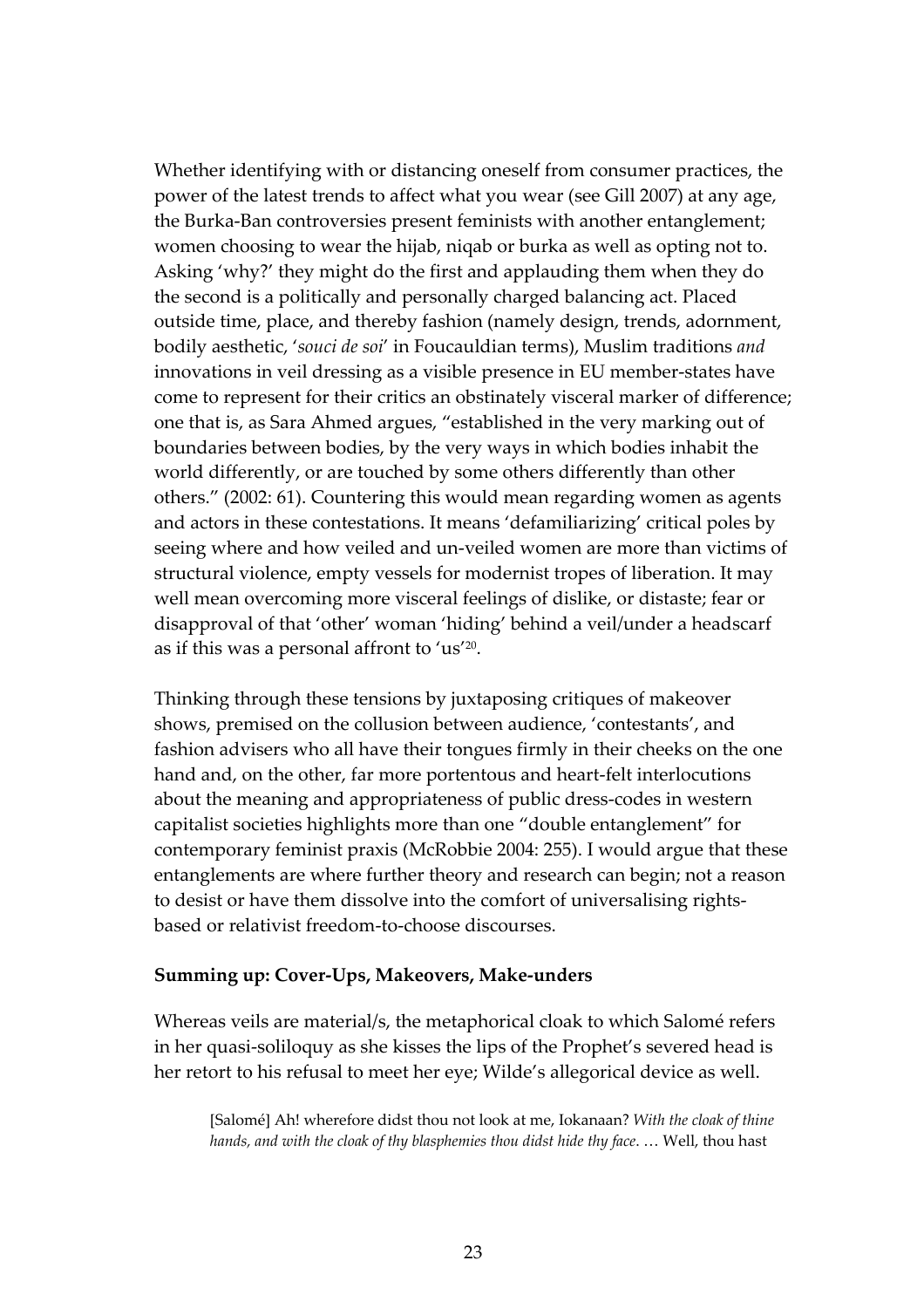Whether identifying with or distancing oneself from consumer practices, the power of the latest trends to affect what you wear (see Gill 2007) at any age, the Burka-Ban controversies present feminists with another entanglement; women choosing to wear the hijab, niqab or burka as well as opting not to. Asking 'why?' they might do the first and applauding them when they do the second is a politically and personally charged balancing act. Placed outside time, place, and thereby fashion (namely design, trends, adornment, bodily aesthetic, '*souci de soi*' in Foucauldian terms), Muslim traditions *and* innovations in veil dressing as a visible presence in EU member-states have come to represent for their critics an obstinately visceral marker of difference; one that is, as Sara Ahmed argues, "established in the very marking out of boundaries between bodies, by the very ways in which bodies inhabit the world differently, or are touched by some others differently than other others." (2002: 61). Countering this would mean regarding women as agents and actors in these contestations. It means 'defamiliarizing' critical poles by seeing where and how veiled and un-veiled women are more than victims of structural violence, empty vessels for modernist tropes of liberation. It may well mean overcoming more visceral feelings of dislike, or distaste; fear or disapproval of that 'other' woman 'hiding' behind a veil/under a headscarf as if this was a personal affront to 'us'[20].

Thinking through these tensions by juxtaposing critiques of makeover shows, premised on the collusion between audience, 'contestants', and fashion advisers who all have their tongues firmly in their cheeks on the one hand and, on the other, far more portentous and heart-felt interlocutions about the meaning and appropriateness of public dress-codes in western capitalist societies highlights more than one "double entanglement" for contemporary feminist praxis (McRobbie 2004: 255). I would argue that these entanglements are where further theory and research can begin; not a reason to desist or have them dissolve into the comfort of universalising rights-based or relativist freedom-to-choose discourses.

## Summing up: Cover-Ups, Makeovers, Make-unders

Whereas veils are material/s, the metaphorical cloak to which Salomé refers in her quasi-soliloquy as she kisses the lips of the Prophet's severed head is her retort to his refusal to meet her eye; Wilde's allegorical device as well.

> [Salomé] Ah! wherefore didst thou not look at me, Iokanaan? *With the cloak of thine hands, and with the cloak of thy blasphemies thou didst hide thy face.* … Well, thou hast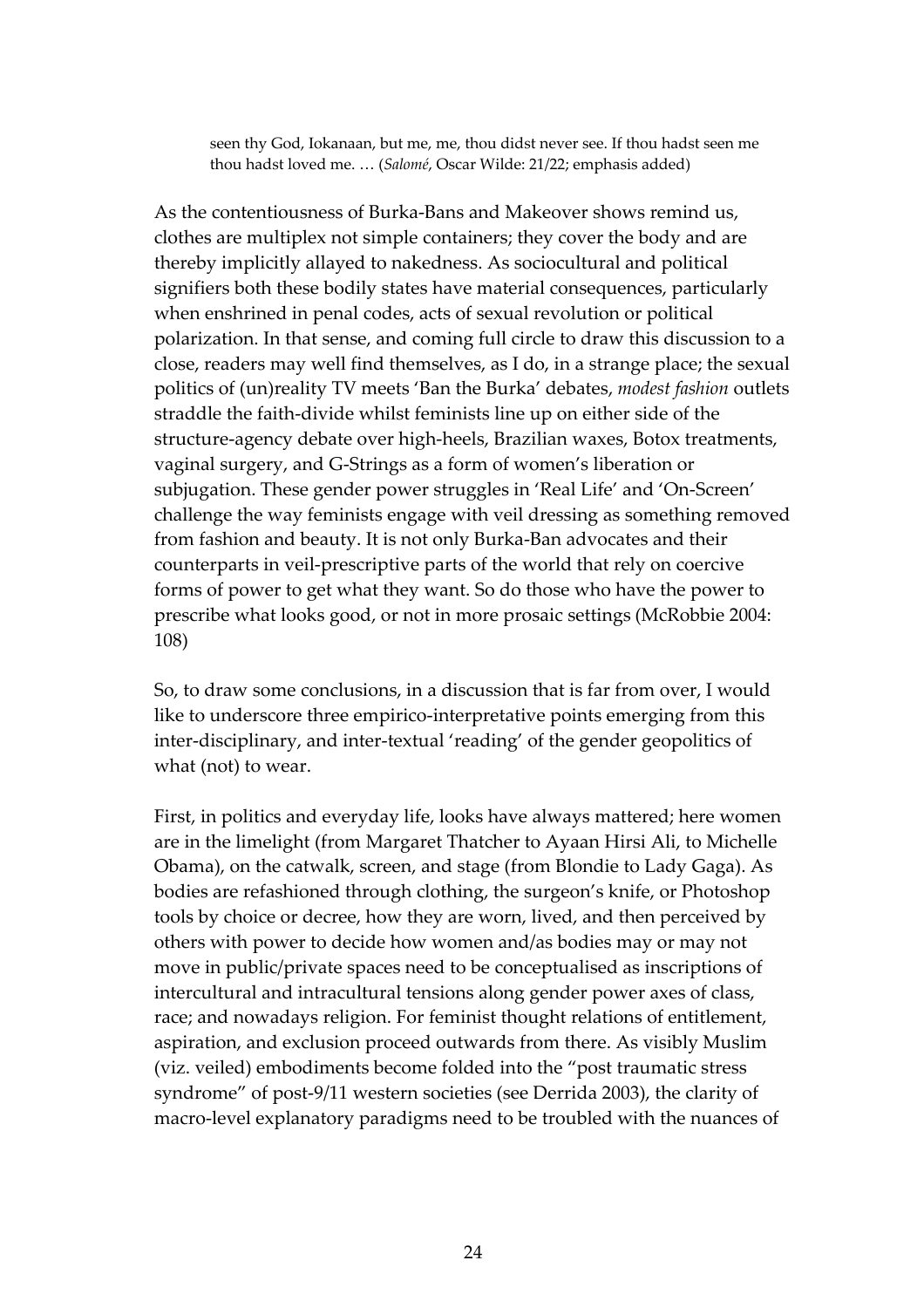> seen thy God, Iokanaan, but me, me, thou didst never see. If thou hadst seen me thou hadst loved me. … (*Salomé*, Oscar Wilde: 21/22; emphasis added)

As the contentiousness of Burka-Bans and Makeover shows remind us, clothes are multiplex not simple containers; they cover the body and are thereby implicitly allayed to nakedness. As sociocultural and political signifiers both these bodily states have material consequences, particularly when enshrined in penal codes, acts of sexual revolution or political polarization. In that sense, and coming full circle to draw this discussion to a close, readers may well find themselves, as I do, in a strange place; the sexual politics of (un)reality TV meets 'Ban the Burka' debates, *modest fashion* outlets straddle the faith-divide whilst feminists line up on either side of the structure-agency debate over high-heels, Brazilian waxes, Botox treatments, vaginal surgery, and G-Strings as a form of women's liberation or subjugation. These gender power struggles in 'Real Life' and 'On-Screen' challenge the way feminists engage with veil dressing as something removed from fashion and beauty. It is not only Burka-Ban advocates and their counterparts in veil-prescriptive parts of the world that rely on coercive forms of power to get what they want. So do those who have the power to prescribe what looks good, or not in more prosaic settings (McRobbie 2004: 108)

So, to draw some conclusions, in a discussion that is far from over, I would like to underscore three empirico-interpretative points emerging from this inter-disciplinary, and inter-textual 'reading' of the gender geopolitics of what (not) to wear.

First, in politics and everyday life, looks have always mattered; here women are in the limelight (from Margaret Thatcher to Ayaan Hirsi Ali, to Michelle Obama), on the catwalk, screen, and stage (from Blondie to Lady Gaga). As bodies are refashioned through clothing, the surgeon's knife, or Photoshop tools by choice or decree, how they are worn, lived, and then perceived by others with power to decide how women and/as bodies may or may not move in public/private spaces need to be conceptualised as inscriptions of intercultural and intracultural tensions along gender power axes of class, race; and nowadays religion. For feminist thought relations of entitlement, aspiration, and exclusion proceed outwards from there. As visibly Muslim (viz. veiled) embodiments become folded into the "post traumatic stress syndrome" of post-9/11 western societies (see Derrida 2003), the clarity of macro-level explanatory paradigms need to be troubled with the nuances of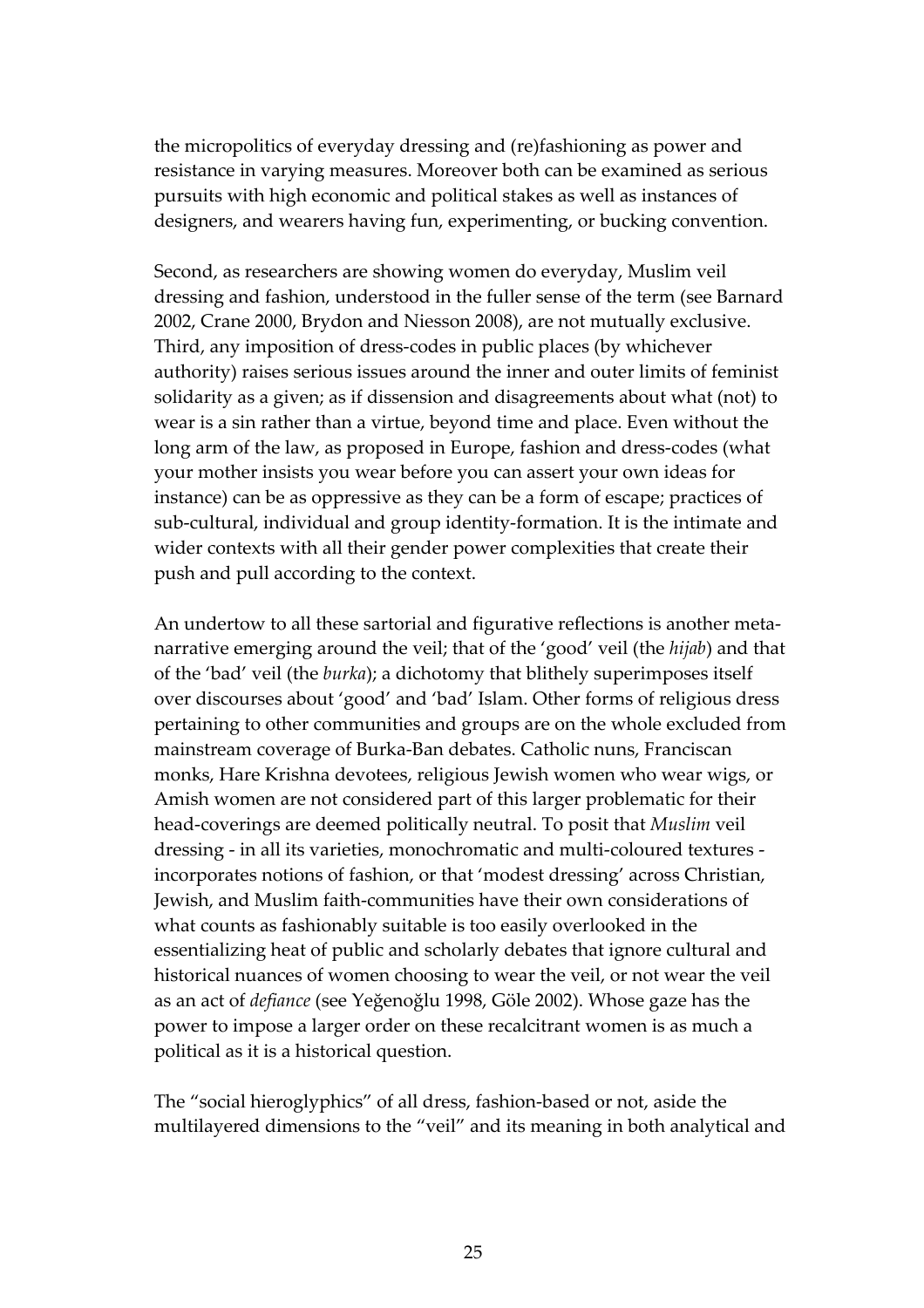the micropolitics of everyday dressing and (re)fashioning as power and resistance in varying measures. Moreover both can be examined as serious pursuits with high economic and political stakes as well as instances of designers, and wearers having fun, experimenting, or bucking convention.

Second, as researchers are showing women do everyday, Muslim veil dressing and fashion, understood in the fuller sense of the term (see Barnard 2002, Crane 2000, Brydon and Niesson 2008), are not mutually exclusive. Third, any imposition of dress-codes in public places (by whichever authority) raises serious issues around the inner and outer limits of feminist solidarity as a given; as if dissension and disagreements about what (not) to wear is a sin rather than a virtue, beyond time and place. Even without the long arm of the law, as proposed in Europe, fashion and dress-codes (what your mother insists you wear before you can assert your own ideas for instance) can be as oppressive as they can be a form of escape; practices of sub-cultural, individual and group identity-formation. It is the intimate and wider contexts with all their gender power complexities that create their push and pull according to the context.

An undertow to all these sartorial and figurative reflections is another meta-narrative emerging around the veil; that of the 'good' veil (the *hijab*) and that of the 'bad' veil (the *burka*); a dichotomy that blithely superimposes itself over discourses about 'good' and 'bad' Islam. Other forms of religious dress pertaining to other communities and groups are on the whole excluded from mainstream coverage of Burka-Ban debates. Catholic nuns, Franciscan monks, Hare Krishna devotees, religious Jewish women who wear wigs, or Amish women are not considered part of this larger problematic for their head-coverings are deemed politically neutral. To posit that *Muslim* veil dressing - in all its varieties, monochromatic and multi-coloured textures - incorporates notions of fashion, or that 'modest dressing' across Christian, Jewish, and Muslim faith-communities have their own considerations of what counts as fashionably suitable is too easily overlooked in the essentializing heat of public and scholarly debates that ignore cultural and historical nuances of women choosing to wear the veil, or not wear the veil as an act of *defiance* (see Yeğenoğlu 1998, Göle 2002). Whose gaze has the power to impose a larger order on these recalcitrant women is as much a political as it is a historical question.

The "social hieroglyphics" of all dress, fashion-based or not, aside the multilayered dimensions to the "veil" and its meaning in both analytical and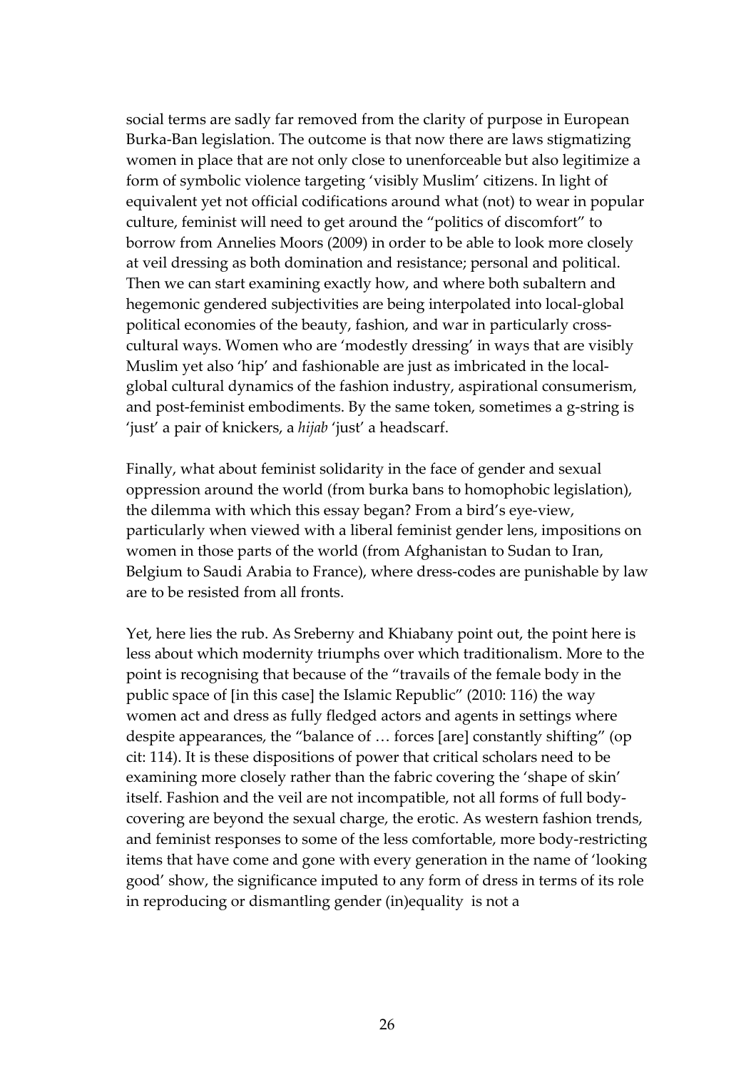social terms are sadly far removed from the clarity of purpose in European Burka-Ban legislation. The outcome is that now there are laws stigmatizing women in place that are not only close to unenforceable but also legitimize a form of symbolic violence targeting 'visibly Muslim' citizens. In light of equivalent yet not official codifications around what (not) to wear in popular culture, feminist will need to get around the "politics of discomfort" to borrow from Annelies Moors (2009) in order to be able to look more closely at veil dressing as both domination and resistance; personal and political. Then we can start examining exactly how, and where both subaltern and hegemonic gendered subjectivities are being interpolated into local-global political economies of the beauty, fashion, and war in particularly cross-cultural ways. Women who are 'modestly dressing' in ways that are visibly Muslim yet also 'hip' and fashionable are just as imbricated in the local-global cultural dynamics of the fashion industry, aspirational consumerism, and post-feminist embodiments. By the same token, sometimes a g-string is 'just' a pair of knickers, a *hijab* 'just' a headscarf.

Finally, what about feminist solidarity in the face of gender and sexual oppression around the world (from burka bans to homophobic legislation), the dilemma with which this essay began? From a bird's eye-view, particularly when viewed with a liberal feminist gender lens, impositions on women in those parts of the world (from Afghanistan to Sudan to Iran, Belgium to Saudi Arabia to France), where dress-codes are punishable by law are to be resisted from all fronts.

Yet, here lies the rub. As Sreberny and Khiabany point out, the point here is less about which modernity triumphs over which traditionalism. More to the point is recognising that because of the "travails of the female body in the public space of [in this case] the Islamic Republic" (2010: 116) the way women act and dress as fully fledged actors and agents in settings where despite appearances, the "balance of … forces [are] constantly shifting" (op cit: 114). It is these dispositions of power that critical scholars need to be examining more closely rather than the fabric covering the 'shape of skin' itself. Fashion and the veil are not incompatible, not all forms of full body-covering are beyond the sexual charge, the erotic. As western fashion trends, and feminist responses to some of the less comfortable, more body-restricting items that have come and gone with every generation in the name of 'looking good' show, the significance imputed to any form of dress in terms of its role in reproducing or dismantling gender (in)equality is not a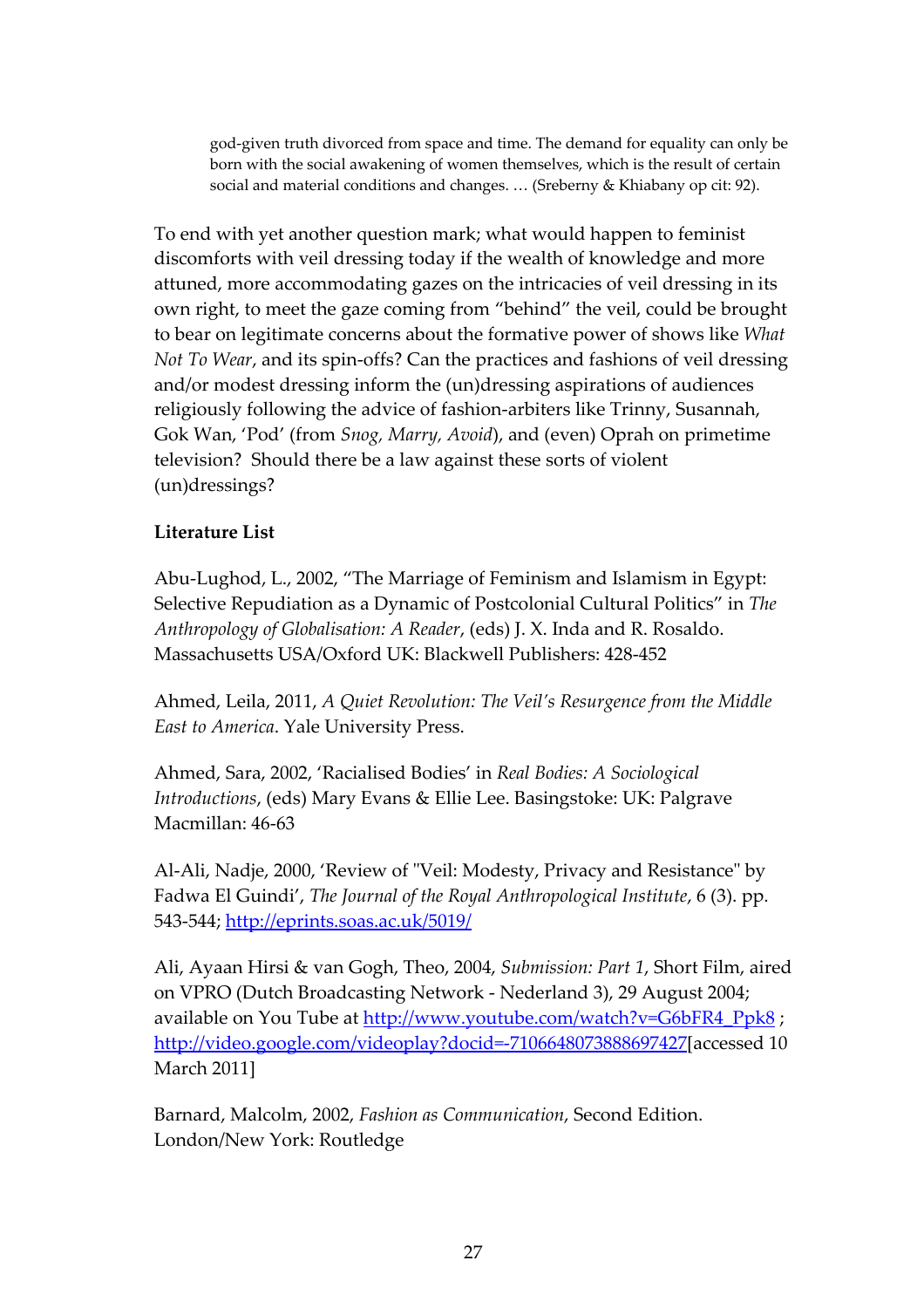> god-given truth divorced from space and time. The demand for equality can only be born with the social awakening of women themselves, which is the result of certain social and material conditions and changes. … (Sreberny & Khiabany op cit: 92).

To end with yet another question mark; what would happen to feminist discomforts with veil dressing today if the wealth of knowledge and more attuned, more accommodating gazes on the intricacies of veil dressing in its own right, to meet the gaze coming from "behind" the veil, could be brought to bear on legitimate concerns about the formative power of shows like *What Not To Wear*, and its spin-offs? Can the practices and fashions of veil dressing and/or modest dressing inform the (un)dressing aspirations of audiences religiously following the advice of fashion-arbiters like Trinny, Susannah, Gok Wan, 'Pod' (from *Snog, Marry, Avoid*), and (even) Oprah on primetime television? Should there be a law against these sorts of violent (un)dressings?

**Literature List**

Abu-Lughod, L., 2002, "The Marriage of Feminism and Islamism in Egypt: Selective Repudiation as a Dynamic of Postcolonial Cultural Politics" in *The Anthropology of Globalisation: A Reader*, (eds) J. X. Inda and R. Rosaldo. Massachusetts USA/Oxford UK: Blackwell Publishers: 428-452

Ahmed, Leila, 2011, *A Quiet Revolution: The Veil's Resurgence from the Middle East to America*. Yale University Press.

Ahmed, Sara, 2002, 'Racialised Bodies' in *Real Bodies: A Sociological Introductions*, (eds) Mary Evans & Ellie Lee. Basingstoke: UK: Palgrave Macmillan: 46-63

Al-Ali, Nadje, 2000, 'Review of "Veil: Modesty, Privacy and Resistance" by Fadwa El Guindi', *The Journal of the Royal Anthropological Institute*, 6 (3). pp. 543-544; http://eprints.soas.ac.uk/5019/

Ali, Ayaan Hirsi & van Gogh, Theo, 2004, *Submission: Part 1*, Short Film, aired on VPRO (Dutch Broadcasting Network - Nederland 3), 29 August 2004; available on You Tube at http://www.youtube.com/watch?v=G6bFR4_Ppk8 ; http://video.google.com/videoplay?docid=-7106648073888697427[accessed 10 March 2011]

Barnard, Malcolm, 2002, *Fashion as Communication*, Second Edition. London/New York: Routledge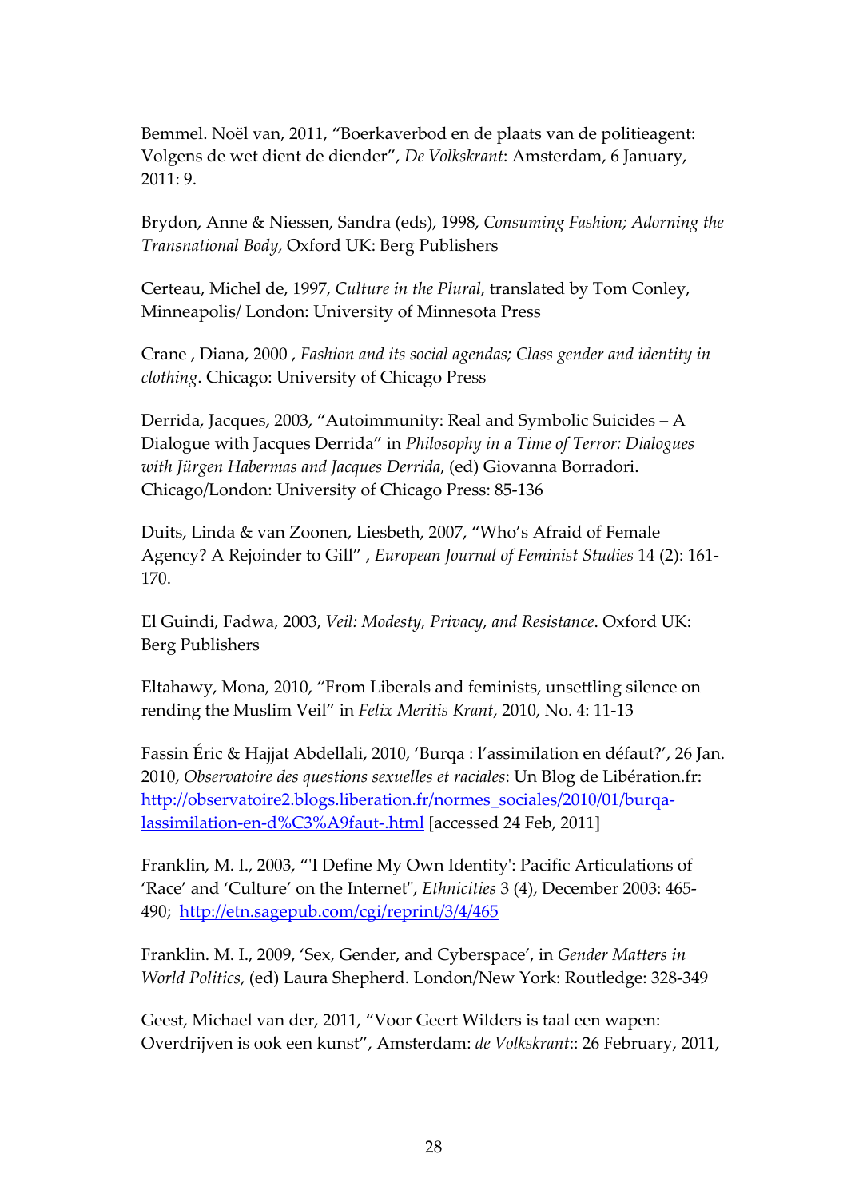Bemmel. Noël van, 2011, "Boerkaverbod en de plaats van de politieagent: Volgens de wet dient de diender", *De Volkskrant*: Amsterdam, 6 January, 2011: 9.

Brydon, Anne & Niessen, Sandra (eds), 1998, *Consuming Fashion; Adorning the Transnational Body*, Oxford UK: Berg Publishers

Certeau, Michel de, 1997, *Culture in the Plural*, translated by Tom Conley, Minneapolis/ London: University of Minnesota Press

Crane , Diana, 2000 , *Fashion and its social agendas; Class gender and identity in clothing*. Chicago: University of Chicago Press

Derrida, Jacques, 2003, "Autoimmunity: Real and Symbolic Suicides – A Dialogue with Jacques Derrida" in *Philosophy in a Time of Terror: Dialogues with Jürgen Habermas and Jacques Derrida*, (ed) Giovanna Borradori. Chicago/London: University of Chicago Press: 85-136

Duits, Linda & van Zoonen, Liesbeth, 2007, "Who's Afraid of Female Agency? A Rejoinder to Gill" , *European Journal of Feminist Studies* 14 (2): 161-170.

El Guindi, Fadwa, 2003, *Veil: Modesty, Privacy, and Resistance*. Oxford UK: Berg Publishers

Eltahawy, Mona, 2010, "From Liberals and feminists, unsettling silence on rending the Muslim Veil" in *Felix Meritis Krant*, 2010, No. 4: 11-13

Fassin Éric & Hajjat Abdellali, 2010, 'Burqa : l'assimilation en défaut?', 26 Jan. 2010, *Observatoire des questions sexuelles et raciales*: Un Blog de Libération.fr: http://observatoire2.blogs.liberation.fr/normes_sociales/2010/01/burqa-lassimilation-en-d%C3%A9faut-.html [accessed 24 Feb, 2011]

Franklin, M. I., 2003, "'I Define My Own Identity': Pacific Articulations of 'Race' and 'Culture' on the Internet", *Ethnicities* 3 (4), December 2003: 465-490; http://etn.sagepub.com/cgi/reprint/3/4/465

Franklin. M. I., 2009, 'Sex, Gender, and Cyberspace', in *Gender Matters in World Politics*, (ed) Laura Shepherd. London/New York: Routledge: 328-349

Geest, Michael van der, 2011, "Voor Geert Wilders is taal een wapen: Overdrijven is ook een kunst", Amsterdam: *de Volkskrant*:: 26 February, 2011,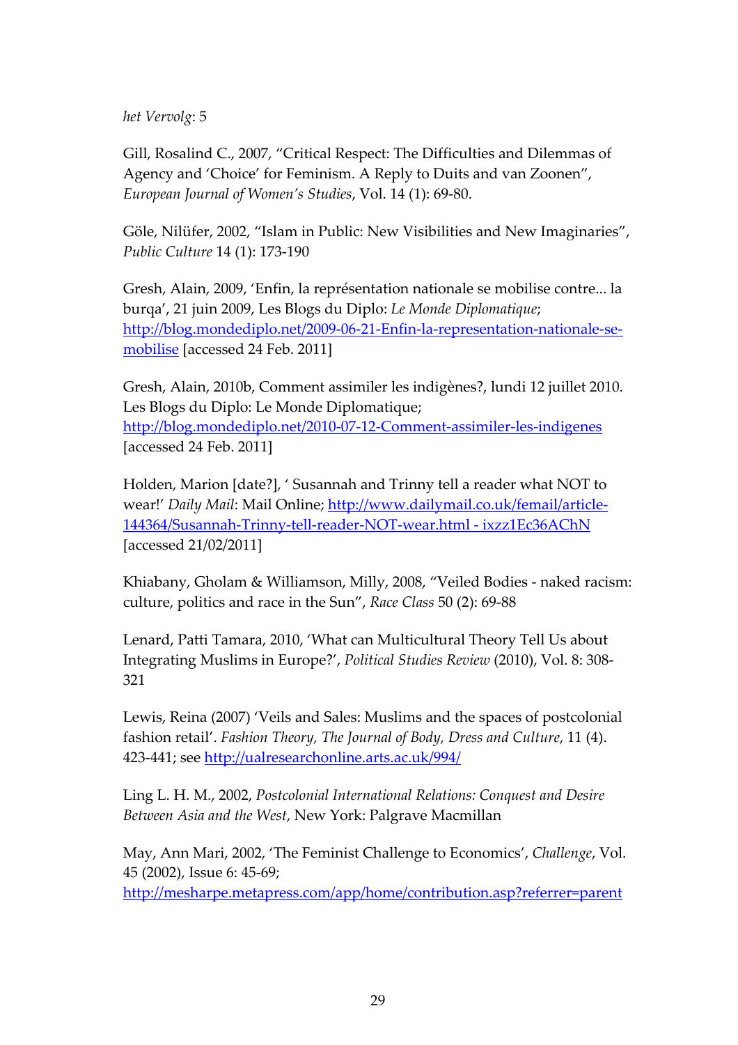*het Vervolg*: 5

Gill, Rosalind C., 2007, "Critical Respect: The Difficulties and Dilemmas of Agency and 'Choice' for Feminism. A Reply to Duits and van Zoonen", *European Journal of Women's Studies*, Vol. 14 (1): 69-80.

Göle, Nilüfer, 2002, "Islam in Public: New Visibilities and New Imaginaries", *Public Culture* 14 (1): 173-190

Gresh, Alain, 2009, 'Enfin, la représentation nationale se mobilise contre... la burqa', 21 juin 2009, Les Blogs du Diplo: *Le Monde Diplomatique*; [http://blog.mondediplo.net/2009-06-21-Enfin-la-representation-nationale-se-mobilise](http://blog.mondediplo.net/2009-06-21-Enfin-la-representation-nationale-se-mobilise) [accessed 24 Feb. 2011]

Gresh, Alain, 2010b, Comment assimiler les indigènes?, lundi 12 juillet 2010. Les Blogs du Diplo: Le Monde Diplomatique; [http://blog.mondediplo.net/2010-07-12-Comment-assimiler-les-indigenes](http://blog.mondediplo.net/2010-07-12-Comment-assimiler-les-indigenes) [accessed 24 Feb. 2011]

Holden, Marion [date?], ' Susannah and Trinny tell a reader what NOT to wear!' *Daily Mail*: Mail Online; [http://www.dailymail.co.uk/femail/article-144364/Susannah-Trinny-tell-reader-NOT-wear.html - ixzz1Ec36AChN](http://www.dailymail.co.uk/femail/article-144364/Susannah-Trinny-tell-reader-NOT-wear.html#ixzz1Ec36AChN) [accessed 21/02/2011]

Khiabany, Gholam & Williamson, Milly, 2008, "Veiled Bodies - naked racism: culture, politics and race in the Sun", *Race Class* 50 (2): 69-88

Lenard, Patti Tamara, 2010, 'What can Multicultural Theory Tell Us about Integrating Muslims in Europe?', *Political Studies Review* (2010), Vol. 8: 308-321

Lewis, Reina (2007) 'Veils and Sales: Muslims and the spaces of postcolonial fashion retail'. *Fashion Theory, The Journal of Body, Dress and Culture*, 11 (4). 423-441; see [http://ualresearchonline.arts.ac.uk/994/](http://ualresearchonline.arts.ac.uk/994/)

Ling L. H. M., 2002, *Postcolonial International Relations: Conquest and Desire Between Asia and the West*, New York: Palgrave Macmillan

May, Ann Mari, 2002, 'The Feminist Challenge to Economics', *Challenge*, Vol. 45 (2002), Issue 6: 45-69; [http://mesharpe.metapress.com/app/home/contribution.asp?referrer=parent](http://mesharpe.metapress.com/app/home/contribution.asp?referrer=parent)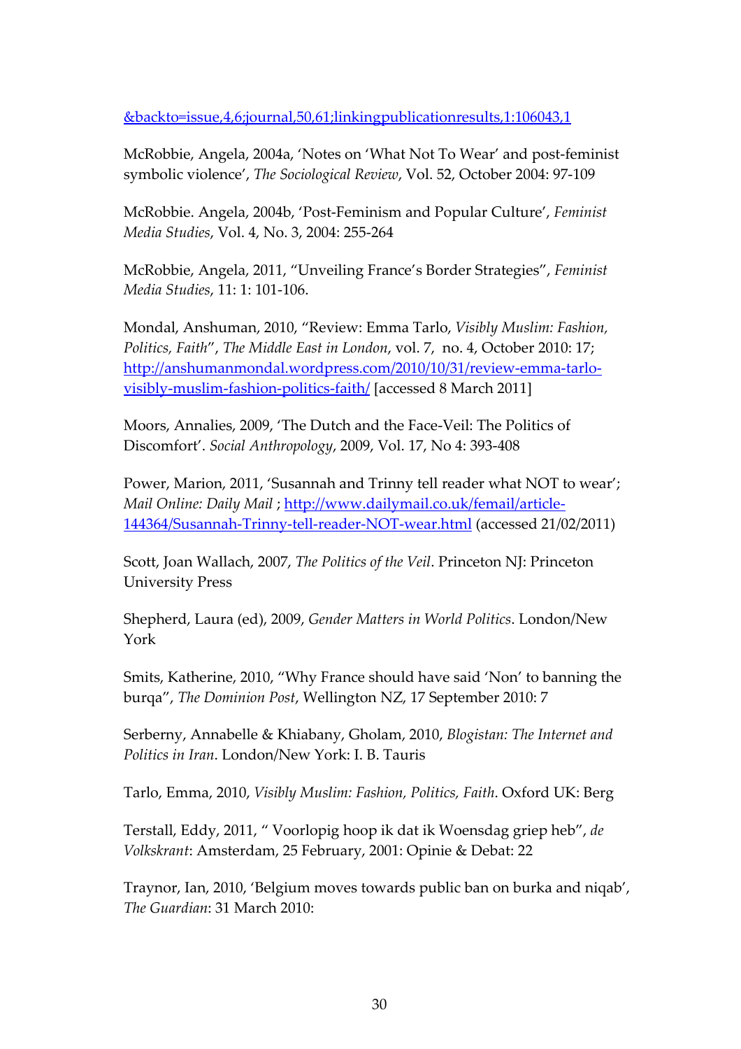&backto=issue,4,6;journal,50,61;linkingpublicationresults,1:106043,1

McRobbie, Angela, 2004a, 'Notes on 'What Not To Wear' and post-feminist symbolic violence', *The Sociological Review*, Vol. 52, October 2004: 97-109

McRobbie. Angela, 2004b, 'Post-Feminism and Popular Culture', *Feminist Media Studies*, Vol. 4, No. 3, 2004: 255-264

McRobbie, Angela, 2011, "Unveiling France's Border Strategies", *Feminist Media Studies*, 11: 1: 101-106.

Mondal, Anshuman, 2010, "Review: Emma Tarlo, *Visibly Muslim: Fashion, Politics, Faith*", *The Middle East in London*, vol. 7, no. 4, October 2010: 17; http://anshumanmondal.wordpress.com/2010/10/31/review-emma-tarlo-visibly-muslim-fashion-politics-faith/ [accessed 8 March 2011]

Moors, Annalies, 2009, 'The Dutch and the Face-Veil: The Politics of Discomfort'. *Social Anthropology*, 2009, Vol. 17, No 4: 393-408

Power, Marion, 2011, 'Susannah and Trinny tell reader what NOT to wear'; *Mail Online: Daily Mail* ; http://www.dailymail.co.uk/femail/article-144364/Susannah-Trinny-tell-reader-NOT-wear.html (accessed 21/02/2011)

Scott, Joan Wallach, 2007, *The Politics of the Veil*. Princeton NJ: Princeton University Press

Shepherd, Laura (ed), 2009, *Gender Matters in World Politics*. London/New York

Smits, Katherine, 2010, "Why France should have said 'Non' to banning the burqa", *The Dominion Post*, Wellington NZ, 17 September 2010: 7

Serberny, Annabelle & Khiabany, Gholam, 2010, *Blogistan: The Internet and Politics in Iran*. London/New York: I. B. Tauris

Tarlo, Emma, 2010, *Visibly Muslim: Fashion, Politics, Faith*. Oxford UK: Berg

Terstall, Eddy, 2011, " Voorlopig hoop ik dat ik Woensdag griep heb", *de Volkskrant*: Amsterdam, 25 February, 2001: Opinie & Debat: 22

Traynor, Ian, 2010, 'Belgium moves towards public ban on burka and niqab', *The Guardian*: 31 March 2010: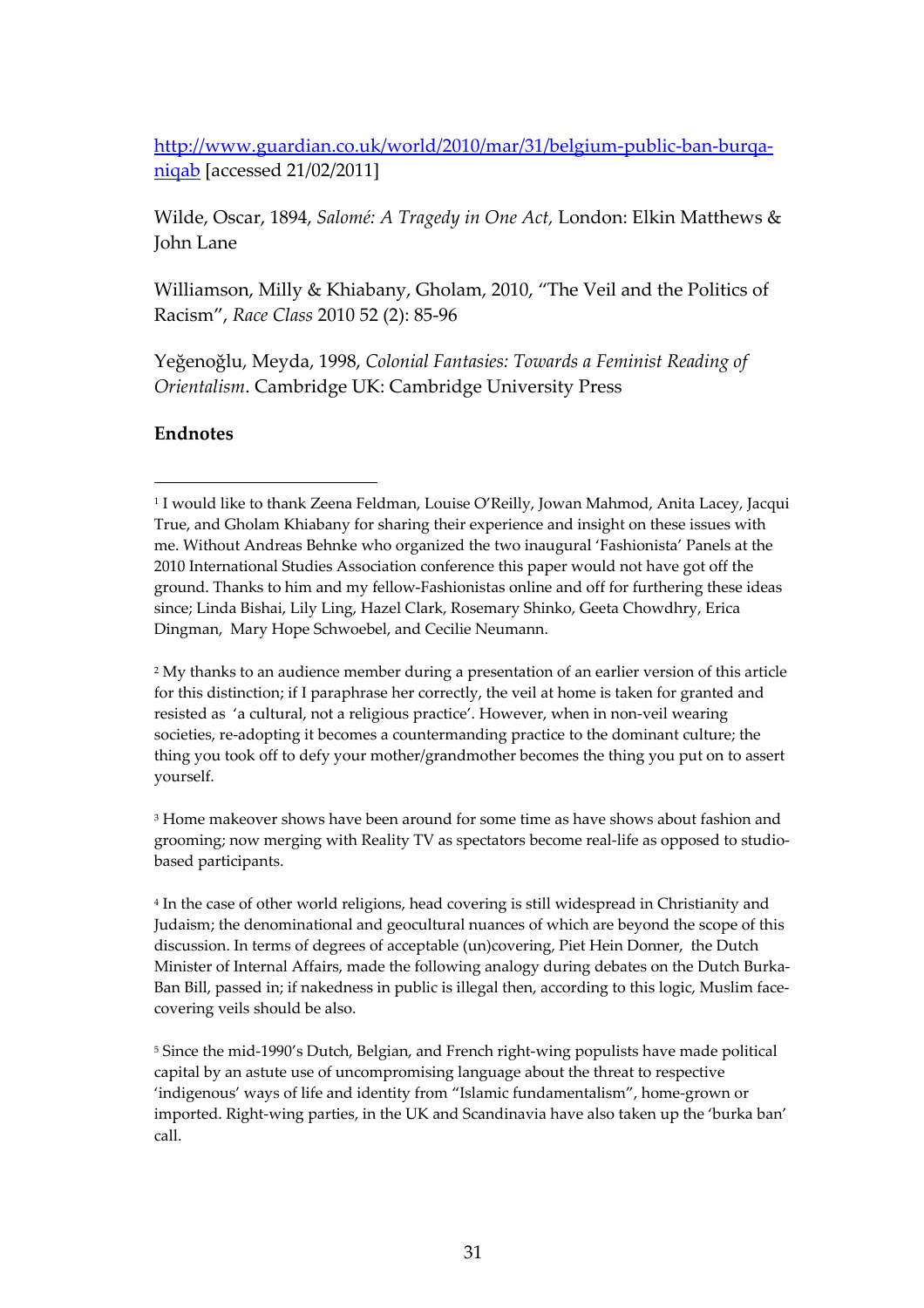http://www.guardian.co.uk/world/2010/mar/31/belgium-public-ban-burqa-niqab [accessed 21/02/2011]

Wilde, Oscar, 1894, *Salomé: A Tragedy in One Act,* London: Elkin Matthews & John Lane

Williamson, Milly & Khiabany, Gholam, 2010, "The Veil and the Politics of Racism", *Race Class* 2010 52 (2): 85-96

Yeğenoğlu, Meyda, 1998, *Colonial Fantasies: Towards a Feminist Reading of Orientalism*. Cambridge UK: Cambridge University Press

**Endnotes**

---

[1] I would like to thank Zeena Feldman, Louise O'Reilly, Jowan Mahmod, Anita Lacey, Jacqui True, and Gholam Khiabany for sharing their experience and insight on these issues with me. Without Andreas Behnke who organized the two inaugural 'Fashionista' Panels at the 2010 International Studies Association conference this paper would not have got off the ground. Thanks to him and my fellow-Fashionistas online and off for furthering these ideas since; Linda Bishai, Lily Ling, Hazel Clark, Rosemary Shinko, Geeta Chowdhry, Erica Dingman, Mary Hope Schwoebel, and Cecilie Neumann.

[2] My thanks to an audience member during a presentation of an earlier version of this article for this distinction; if I paraphrase her correctly, the veil at home is taken for granted and resisted as 'a cultural, not a religious practice'. However, when in non-veil wearing societies, re-adopting it becomes a countermanding practice to the dominant culture; the thing you took off to defy your mother/grandmother becomes the thing you put on to assert yourself.

[3] Home makeover shows have been around for some time as have shows about fashion and grooming; now merging with Reality TV as spectators become real-life as opposed to studio-based participants.

[4] In the case of other world religions, head covering is still widespread in Christianity and Judaism; the denominational and geocultural nuances of which are beyond the scope of this discussion. In terms of degrees of acceptable (un)covering, Piet Hein Donner, the Dutch Minister of Internal Affairs, made the following analogy during debates on the Dutch Burka-Ban Bill, passed in; if nakedness in public is illegal then, according to this logic, Muslim face-covering veils should be also.

[5] Since the mid-1990's Dutch, Belgian, and French right-wing populists have made political capital by an astute use of uncompromising language about the threat to respective 'indigenous' ways of life and identity from "Islamic fundamentalism", home-grown or imported. Right-wing parties, in the UK and Scandinavia have also taken up the 'burka ban' call.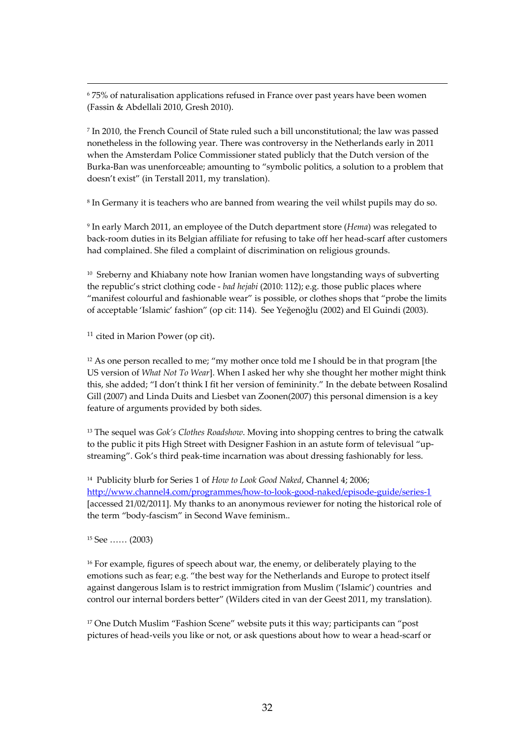[6] 75% of naturalisation applications refused in France over past years have been women (Fassin & Abdellali 2010, Gresh 2010).

[7] In 2010, the French Council of State ruled such a bill unconstitutional; the law was passed nonetheless in the following year. There was controversy in the Netherlands early in 2011 when the Amsterdam Police Commissioner stated publicly that the Dutch version of the Burka-Ban was unenforceable; amounting to "symbolic politics, a solution to a problem that doesn't exist" (in Terstall 2011, my translation).

[8] In Germany it is teachers who are banned from wearing the veil whilst pupils may do so.

[9] In early March 2011, an employee of the Dutch department store (*Hema*) was relegated to back-room duties in its Belgian affiliate for refusing to take off her head-scarf after customers had complained. She filed a complaint of discrimination on religious grounds.

[10] Sreberny and Khiabany note how Iranian women have longstanding ways of subverting the republic's strict clothing code - *bad hejabi* (2010: 112); e.g. those public places where "manifest colourful and fashionable wear" is possible, or clothes shops that "probe the limits of acceptable 'Islamic' fashion" (op cit: 114). See Yeğenoğlu (2002) and El Guindi (2003).

[11] cited in Marion Power (op cit).

[12] As one person recalled to me; "my mother once told me I should be in that program [the US version of *What Not To Wear*]. When I asked her why she thought her mother might think this, she added; "I don't think I fit her version of femininity." In the debate between Rosalind Gill (2007) and Linda Duits and Liesbet van Zoonen(2007) this personal dimension is a key feature of arguments provided by both sides.

[13] The sequel was *Gok's Clothes Roadshow*. Moving into shopping centres to bring the catwalk to the public it pits High Street with Designer Fashion in an astute form of televisual "up-streaming". Gok's third peak-time incarnation was about dressing fashionably for less.

[14] Publicity blurb for Series 1 of *How to Look Good Naked*, Channel 4; 2006; http://www.channel4.com/programmes/how-to-look-good-naked/episode-guide/series-1 [accessed 21/02/2011]. My thanks to an anonymous reviewer for noting the historical role of the term "body-fascism" in Second Wave feminism..

[15] See …… (2003)

[16] For example, figures of speech about war, the enemy, or deliberately playing to the emotions such as fear; e.g. "the best way for the Netherlands and Europe to protect itself against dangerous Islam is to restrict immigration from Muslim ('Islamic') countries and control our internal borders better" (Wilders cited in van der Geest 2011, my translation).

[17] One Dutch Muslim "Fashion Scene" website puts it this way; participants can "post pictures of head-veils you like or not, or ask questions about how to wear a head-scarf or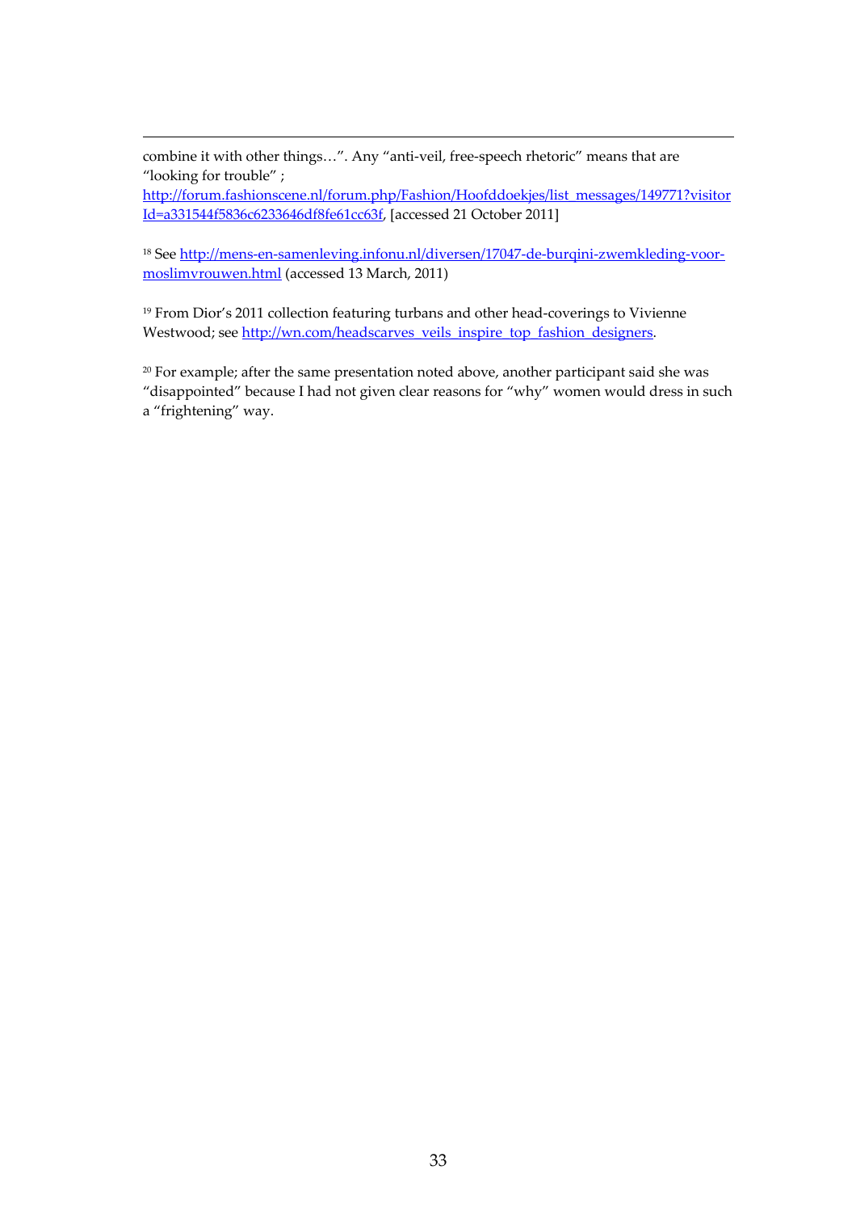combine it with other things…". Any "anti-veil, free-speech rhetoric" means that are "looking for trouble" ; http://forum.fashionscene.nl/forum.php/Fashion/Hoofddoekjes/list_messages/149771?visitorId=a331544f5836c6233646df8fe61cc63f, [accessed 21 October 2011]

[18] See http://mens-en-samenleving.infonu.nl/diversen/17047-de-burqini-zwemkleding-voor-moslimvrouwen.html (accessed 13 March, 2011)

[19] From Dior's 2011 collection featuring turbans and other head-coverings to Vivienne Westwood; see http://wn.com/headscarves_veils_inspire_top_fashion_designers.

[20] For example; after the same presentation noted above, another participant said she was "disappointed" because I had not given clear reasons for "why" women would dress in such a "frightening" way.